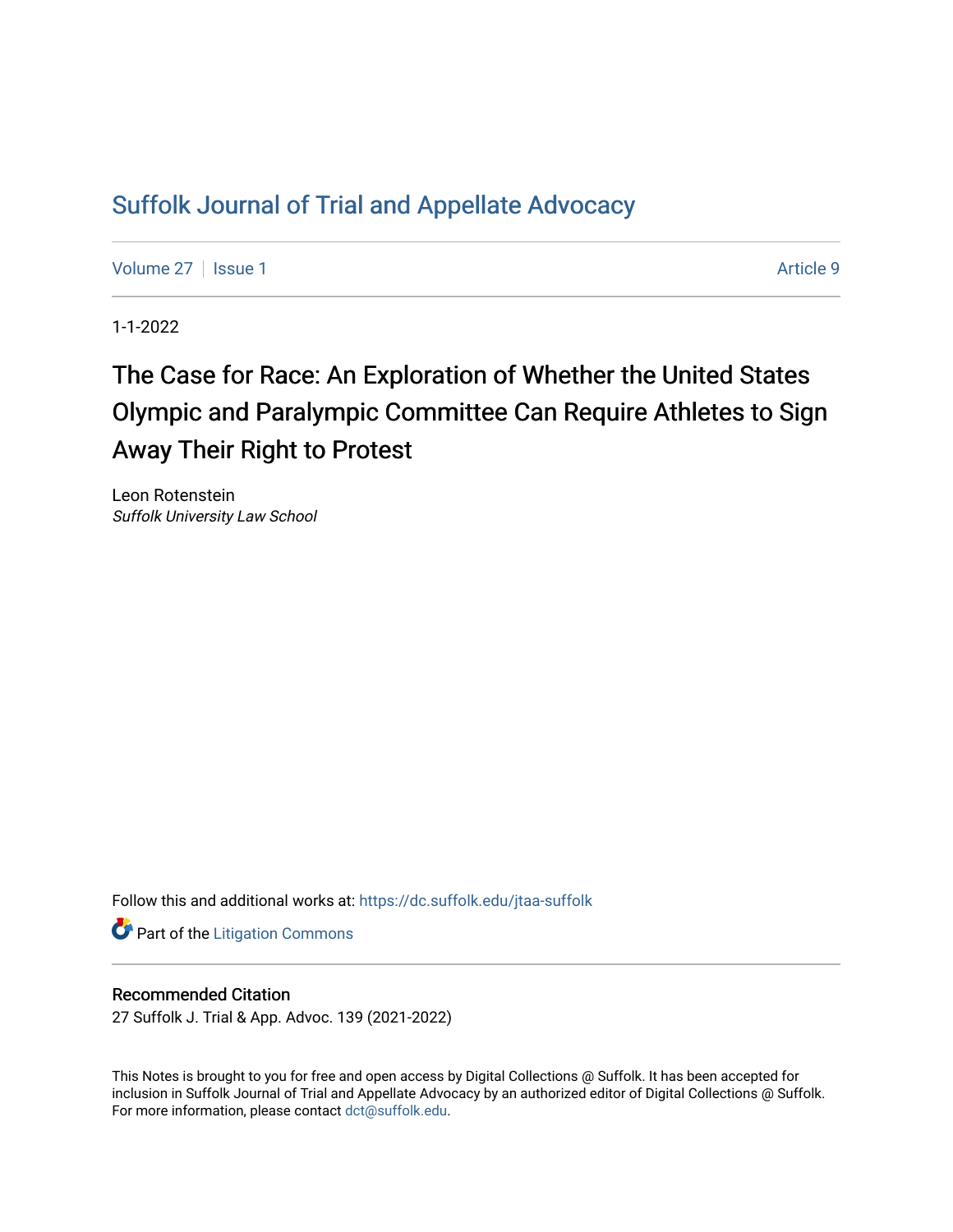# Suffolk Journal of Trial and Appellate Advocacy

Volume 27 | Issue 1 | Article 9

1-1-2022

## The Case for Race: An Exploration of Whether the United States Olympic and Paralympic Committee Can Require Athletes to Sign Away Their Right to Protest

Leon Rotenstein
*Suffolk University Law School*

Follow this and additional works at: https://dc.suffolk.edu/jtaa-suffolk

Part of the Litigation Commons

### Recommended Citation

27 Suffolk J. Trial & App. Advoc. 139 (2021-2022)

This Notes is brought to you for free and open access by Digital Collections @ Suffolk. It has been accepted for inclusion in Suffolk Journal of Trial and Appellate Advocacy by an authorized editor of Digital Collections @ Suffolk. For more information, please contact dct@suffolk.edu.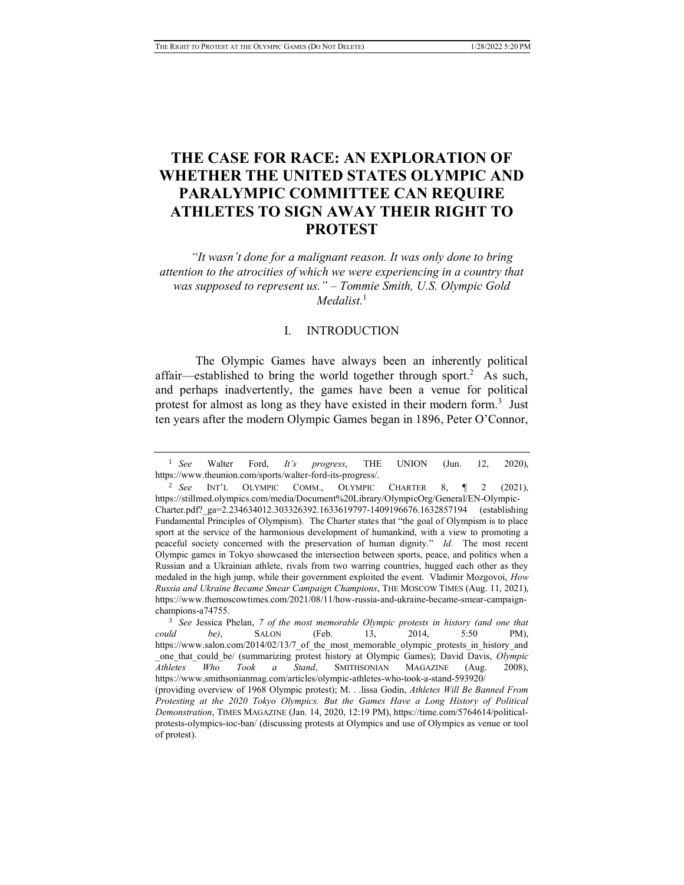# THE CASE FOR RACE: AN EXPLORATION OF WHETHER THE UNITED STATES OLYMPIC AND PARALYMPIC COMMITTEE CAN REQUIRE ATHLETES TO SIGN AWAY THEIR RIGHT TO PROTEST

*"It wasn't done for a malignant reason. It was only done to bring attention to the atrocities of which we were experiencing in a country that was supposed to represent us." – Tommie Smith, U.S. Olympic Gold Medalist.*[1]

## I. INTRODUCTION

The Olympic Games have always been an inherently political affair—established to bring the world together through sport.[2] As such, and perhaps inadvertently, the games have been a venue for political protest for almost as long as they have existed in their modern form.[3] Just ten years after the modern Olympic Games began in 1896, Peter O'Connor,

---

[1] *See* Walter Ford, *It's progress*, THE UNION (Jun. 12, 2020), https://www.theunion.com/sports/walter-ford-its-progress/.

[2] *See* INT'L OLYMPIC COMM., OLYMPIC CHARTER 8, ¶ 2 (2021), https://stillmed.olympics.com/media/Document%20Library/OlympicOrg/General/EN-Olympic-Charter.pdf?_ga=2.234634012.303326392.1633619797-1409196676.1632857194 (establishing Fundamental Principles of Olympism). The Charter states that "the goal of Olympism is to place sport at the service of the harmonious development of humankind, with a view to promoting a peaceful society concerned with the preservation of human dignity." *Id.* The most recent Olympic games in Tokyo showcased the intersection between sports, peace, and politics when a Russian and a Ukrainian athlete, rivals from two warring countries, hugged each other as they medaled in the high jump, while their government exploited the event. Vladimir Mozgovoi, *How Russia and Ukraine Became Smear Campaign Champions*, THE MOSCOW TIMES (Aug. 11, 2021), https://www.themoscowtimes.com/2021/08/11/how-russia-and-ukraine-became-smear-campaign-champions-a74755.

[3] *See* Jessica Phelan, *7 of the most memorable Olympic protests in history (and one that could be)*, SALON (Feb. 13, 2014, 5:50 PM), https://www.salon.com/2014/02/13/7_of_the_most_memorable_olympic_protests_in_history_and_one_that_could_be/ (summarizing protest history at Olympic Games); David Davis, *Olympic Athletes Who Took a Stand*, SMITHSONIAN MAGAZINE (Aug. 2008), https://www.smithsonianmag.com/articles/olympic-athletes-who-took-a-stand-593920/ (providing overview of 1968 Olympic protest); M. . .lissa Godin, *Athletes Will Be Banned From Protesting at the 2020 Tokyo Olympics. But the Games Have a Long History of Political Demonstration*, TIMES MAGAZINE (Jan. 14, 2020, 12:19 PM), https://time.com/5764614/political-protests-olympics-ioc-ban/ (discussing protests at Olympics and use of Olympics as venue or tool of protest).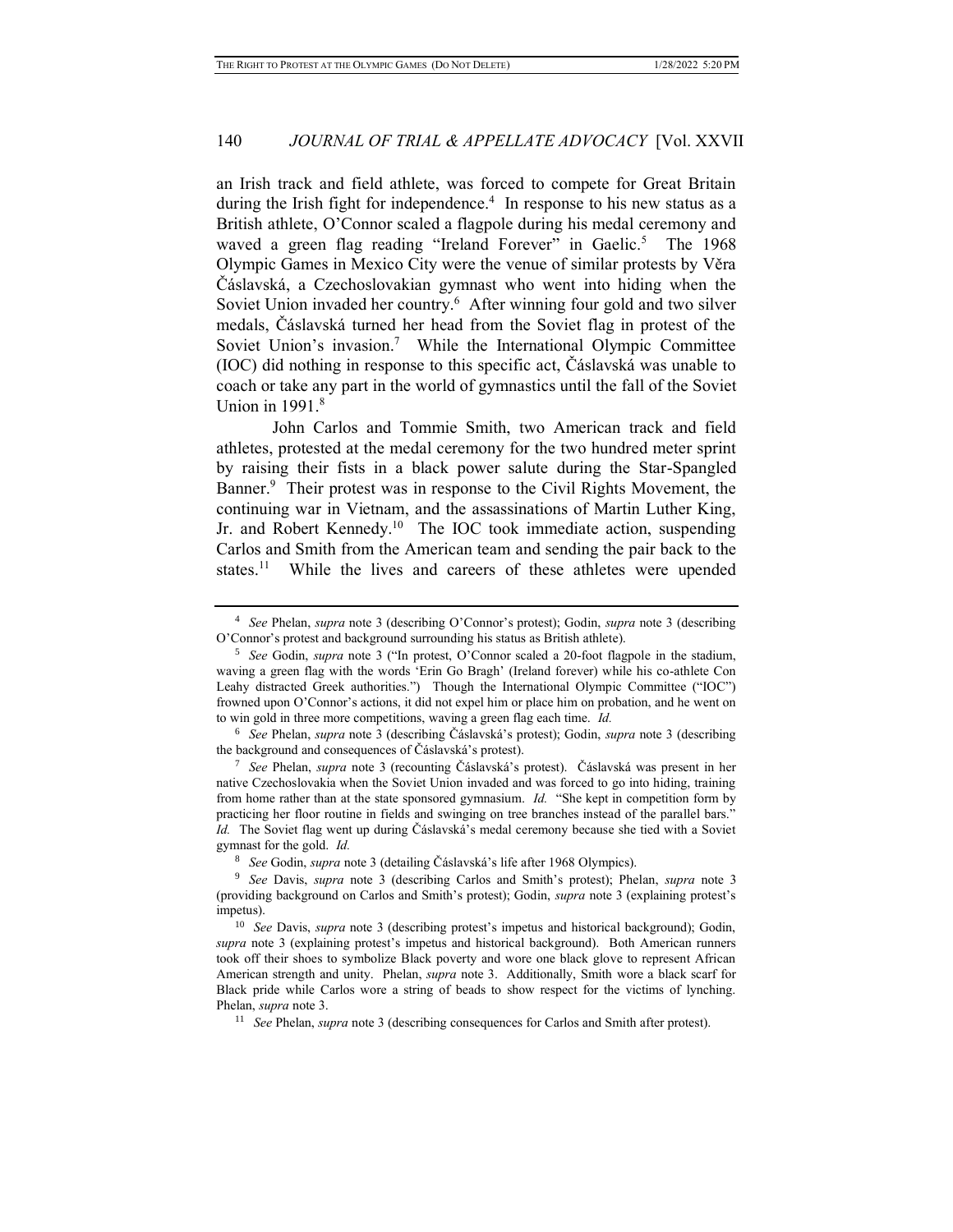an Irish track and field athlete, was forced to compete for Great Britain during the Irish fight for independence.[4] In response to his new status as a British athlete, O'Connor scaled a flagpole during his medal ceremony and waved a green flag reading "Ireland Forever" in Gaelic.[5] The 1968 Olympic Games in Mexico City were the venue of similar protests by Věra Čáslavská, a Czechoslovakian gymnast who went into hiding when the Soviet Union invaded her country.[6] After winning four gold and two silver medals, Čáslavská turned her head from the Soviet flag in protest of the Soviet Union's invasion.[7] While the International Olympic Committee (IOC) did nothing in response to this specific act, Čáslavská was unable to coach or take any part in the world of gymnastics until the fall of the Soviet Union in 1991.[8]

John Carlos and Tommie Smith, two American track and field athletes, protested at the medal ceremony for the two hundred meter sprint by raising their fists in a black power salute during the Star-Spangled Banner.[9] Their protest was in response to the Civil Rights Movement, the continuing war in Vietnam, and the assassinations of Martin Luther King, Jr. and Robert Kennedy.[10] The IOC took immediate action, suspending Carlos and Smith from the American team and sending the pair back to the states.[11] While the lives and careers of these athletes were upended

---

[4] *See* Phelan, *supra* note 3 (describing O'Connor's protest); Godin, *supra* note 3 (describing O'Connor's protest and background surrounding his status as British athlete).

[5] *See* Godin, *supra* note 3 ("In protest, O'Connor scaled a 20-foot flagpole in the stadium, waving a green flag with the words 'Erin Go Bragh' (Ireland forever) while his co-athlete Con Leahy distracted Greek authorities.") Though the International Olympic Committee ("IOC") frowned upon O'Connor's actions, it did not expel him or place him on probation, and he went on to win gold in three more competitions, waving a green flag each time. *Id.*

[6] *See* Phelan, *supra* note 3 (describing Čáslavská's protest); Godin, *supra* note 3 (describing the background and consequences of Čáslavská's protest).

[7] *See* Phelan, *supra* note 3 (recounting Čáslavská's protest). Čáslavská was present in her native Czechoslovakia when the Soviet Union invaded and was forced to go into hiding, training from home rather than at the state sponsored gymnasium. *Id.* "She kept in competition form by practicing her floor routine in fields and swinging on tree branches instead of the parallel bars." *Id.* The Soviet flag went up during Čáslavská's medal ceremony because she tied with a Soviet gymnast for the gold. *Id.*

[8] *See* Godin, *supra* note 3 (detailing Čáslavská's life after 1968 Olympics).

[9] *See* Davis, *supra* note 3 (describing Carlos and Smith's protest); Phelan, *supra* note 3 (providing background on Carlos and Smith's protest); Godin, *supra* note 3 (explaining protest's impetus).

[10] *See* Davis, *supra* note 3 (describing protest's impetus and historical background); Godin, *supra* note 3 (explaining protest's impetus and historical background). Both American runners took off their shoes to symbolize Black poverty and wore one black glove to represent African American strength and unity. Phelan, *supra* note 3. Additionally, Smith wore a black scarf for Black pride while Carlos wore a string of beads to show respect for the victims of lynching. Phelan, *supra* note 3.

[11] *See* Phelan, *supra* note 3 (describing consequences for Carlos and Smith after protest).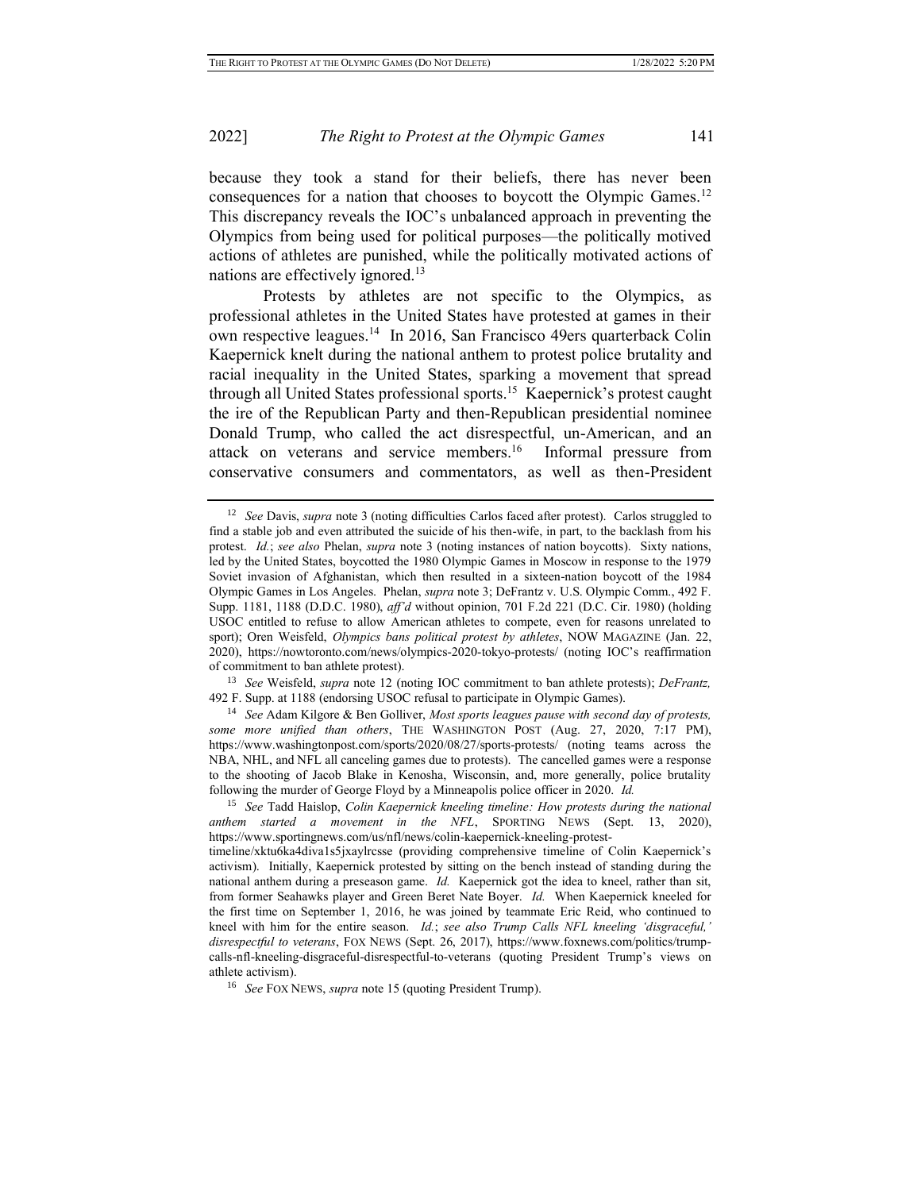because they took a stand for their beliefs, there has never been consequences for a nation that chooses to boycott the Olympic Games.[12] This discrepancy reveals the IOC's unbalanced approach in preventing the Olympics from being used for political purposes—the politically motived actions of athletes are punished, while the politically motivated actions of nations are effectively ignored.[13]

Protests by athletes are not specific to the Olympics, as professional athletes in the United States have protested at games in their own respective leagues.[14] In 2016, San Francisco 49ers quarterback Colin Kaepernick knelt during the national anthem to protest police brutality and racial inequality in the United States, sparking a movement that spread through all United States professional sports.[15] Kaepernick's protest caught the ire of the Republican Party and then-Republican presidential nominee Donald Trump, who called the act disrespectful, un-American, and an attack on veterans and service members.[16] Informal pressure from conservative consumers and commentators, as well as then-President

---

[12] *See* Davis, *supra* note 3 (noting difficulties Carlos faced after protest). Carlos struggled to find a stable job and even attributed the suicide of his then-wife, in part, to the backlash from his protest. *Id.*; *see also* Phelan, *supra* note 3 (noting instances of nation boycotts). Sixty nations, led by the United States, boycotted the 1980 Olympic Games in Moscow in response to the 1979 Soviet invasion of Afghanistan, which then resulted in a sixteen-nation boycott of the 1984 Olympic Games in Los Angeles. Phelan, *supra* note 3; DeFrantz v. U.S. Olympic Comm., 492 F. Supp. 1181, 1188 (D.D.C. 1980), *aff'd* without opinion, 701 F.2d 221 (D.C. Cir. 1980) (holding USOC entitled to refuse to allow American athletes to compete, even for reasons unrelated to sport); Oren Weisfeld, *Olympics bans political protest by athletes*, NOW MAGAZINE (Jan. 22, 2020), https://nowtoronto.com/news/olympics-2020-tokyo-protests/ (noting IOC's reaffirmation of commitment to ban athlete protest).

[13] *See* Weisfeld, *supra* note 12 (noting IOC commitment to ban athlete protests); *DeFrantz,* 492 F. Supp. at 1188 (endorsing USOC refusal to participate in Olympic Games).

[14] *See* Adam Kilgore & Ben Golliver, *Most sports leagues pause with second day of protests, some more unified than others*, THE WASHINGTON POST (Aug. 27, 2020, 7:17 PM), https://www.washingtonpost.com/sports/2020/08/27/sports-protests/ (noting teams across the NBA, NHL, and NFL all canceling games due to protests). The cancelled games were a response to the shooting of Jacob Blake in Kenosha, Wisconsin, and, more generally, police brutality following the murder of George Floyd by a Minneapolis police officer in 2020. *Id.*

[15] *See* Tadd Haislop, *Colin Kaepernick kneeling timeline: How protests during the national anthem started a movement in the NFL*, SPORTING NEWS (Sept. 13, 2020), https://www.sportingnews.com/us/nfl/news/colin-kaepernick-kneeling-protest-timeline/xktu6ka4diva1s5jxaylrcsse (providing comprehensive timeline of Colin Kaepernick's activism). Initially, Kaepernick protested by sitting on the bench instead of standing during the national anthem during a preseason game. *Id.* Kaepernick got the idea to kneel, rather than sit, from former Seahawks player and Green Beret Nate Boyer. *Id.* When Kaepernick kneeled for the first time on September 1, 2016, he was joined by teammate Eric Reid, who continued to kneel with him for the entire season. *Id.*; *see also Trump Calls NFL kneeling 'disgraceful,' disrespectful to veterans*, FOX NEWS (Sept. 26, 2017), https://www.foxnews.com/politics/trump-calls-nfl-kneeling-disgraceful-disrespectful-to-veterans (quoting President Trump's views on athlete activism).

[16] *See* FOX NEWS, *supra* note 15 (quoting President Trump).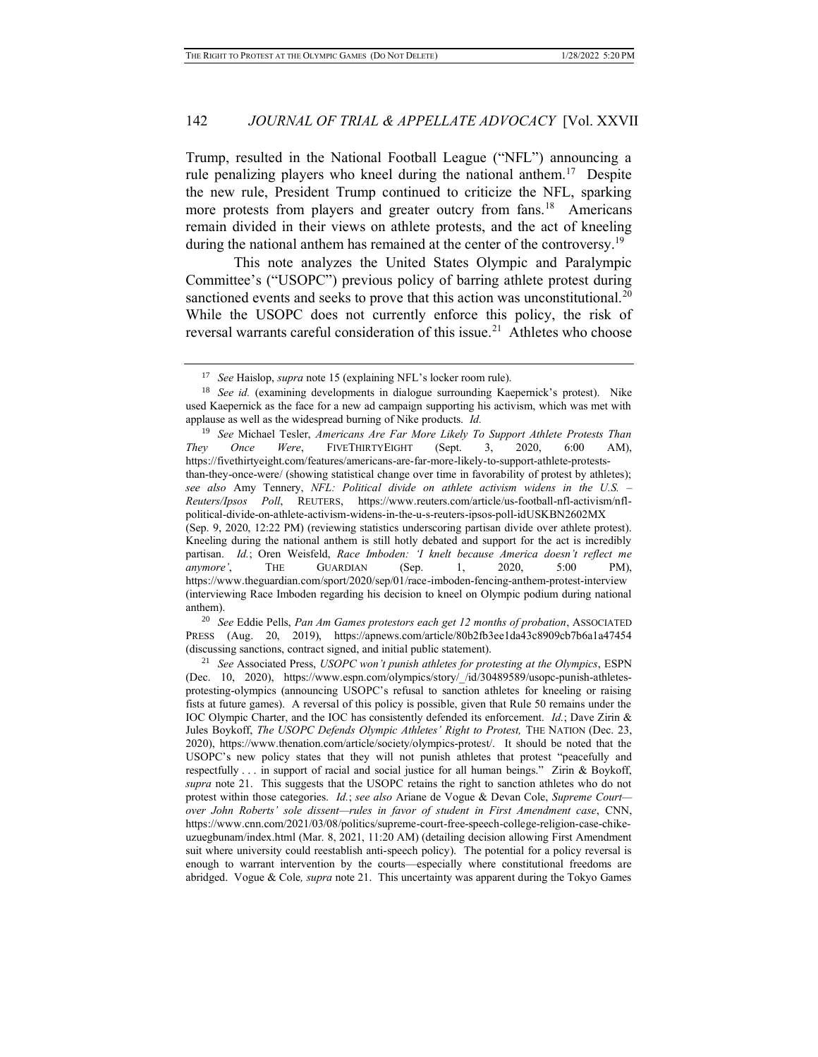Trump, resulted in the National Football League ("NFL") announcing a rule penalizing players who kneel during the national anthem.[17] Despite the new rule, President Trump continued to criticize the NFL, sparking more protests from players and greater outcry from fans.[18] Americans remain divided in their views on athlete protests, and the act of kneeling during the national anthem has remained at the center of the controversy.[19]

This note analyzes the United States Olympic and Paralympic Committee's ("USOPC") previous policy of barring athlete protest during sanctioned events and seeks to prove that this action was unconstitutional.[20] While the USOPC does not currently enforce this policy, the risk of reversal warrants careful consideration of this issue.[21] Athletes who choose

---

[17] *See* Haislop, *supra* note 15 (explaining NFL's locker room rule).

[18] *See id.* (examining developments in dialogue surrounding Kaepernick's protest). Nike used Kaepernick as the face for a new ad campaign supporting his activism, which was met with applause as well as the widespread burning of Nike products. *Id.*

[19] *See* Michael Tesler, *Americans Are Far More Likely To Support Athlete Protests Than They Once Were*, FIVETHIRTYEIGHT (Sept. 3, 2020, 6:00 AM), https://fivethirtyeight.com/features/americans-are-far-more-likely-to-support-athlete-protests-than-they-once-were/ (showing statistical change over time in favorability of protest by athletes); *see also* Amy Tennery, *NFL: Political divide on athlete activism widens in the U.S. – Reuters/Ipsos Poll*, REUTERS, https://www.reuters.com/article/us-football-nfl-activism/nfl-political-divide-on-athlete-activism-widens-in-the-u-s-reuters-ipsos-poll-idUSKBN2602MX (Sep. 9, 2020, 12:22 PM) (reviewing statistics underscoring partisan divide over athlete protest). Kneeling during the national anthem is still hotly debated and support for the act is incredibly partisan. *Id.*; Oren Weisfeld, *Race Imboden: 'I knelt because America doesn't reflect me anymore'*, THE GUARDIAN (Sep. 1, 2020, 5:00 PM), https://www.theguardian.com/sport/2020/sep/01/race-imboden-fencing-anthem-protest-interview (interviewing Race Imboden regarding his decision to kneel on Olympic podium during national anthem).

[20] *See* Eddie Pells, *Pan Am Games protestors each get 12 months of probation*, ASSOCIATED PRESS (Aug. 20, 2019), https://apnews.com/article/80b2fb3ee1da43c8909cb7b6a1a47454 (discussing sanctions, contract signed, and initial public statement).

[21] *See* Associated Press, *USOPC won't punish athletes for protesting at the Olympics*, ESPN (Dec. 10, 2020), https://www.espn.com/olympics/story/_/id/30489589/usopc-punish-athletes-protesting-olympics (announcing USOPC's refusal to sanction athletes for kneeling or raising fists at future games). A reversal of this policy is possible, given that Rule 50 remains under the IOC Olympic Charter, and the IOC has consistently defended its enforcement. *Id.*; Dave Zirin & Jules Boykoff, *The USOPC Defends Olympic Athletes' Right to Protest,* THE NATION (Dec. 23, 2020), https://www.thenation.com/article/society/olympics-protest/. It should be noted that the USOPC's new policy states that they will not punish athletes that protest "peacefully and respectfully . . . in support of racial and social justice for all human beings." Zirin & Boykoff, *supra* note 21. This suggests that the USOPC retains the right to sanction athletes who do not protest within those categories. *Id.*; *see also* Ariane de Vogue & Devan Cole, *Supreme Court—over John Roberts' sole dissent—rules in favor of student in First Amendment case*, CNN, https://www.cnn.com/2021/03/08/politics/supreme-court-free-speech-college-religion-case-chike-uzuegbunam/index.html (Mar. 8, 2021, 11:20 AM) (detailing decision allowing First Amendment suit where university could reestablish anti-speech policy). The potential for a policy reversal is enough to warrant intervention by the courts—especially where constitutional freedoms are abridged. Vogue & Cole*, supra* note 21. This uncertainty was apparent during the Tokyo Games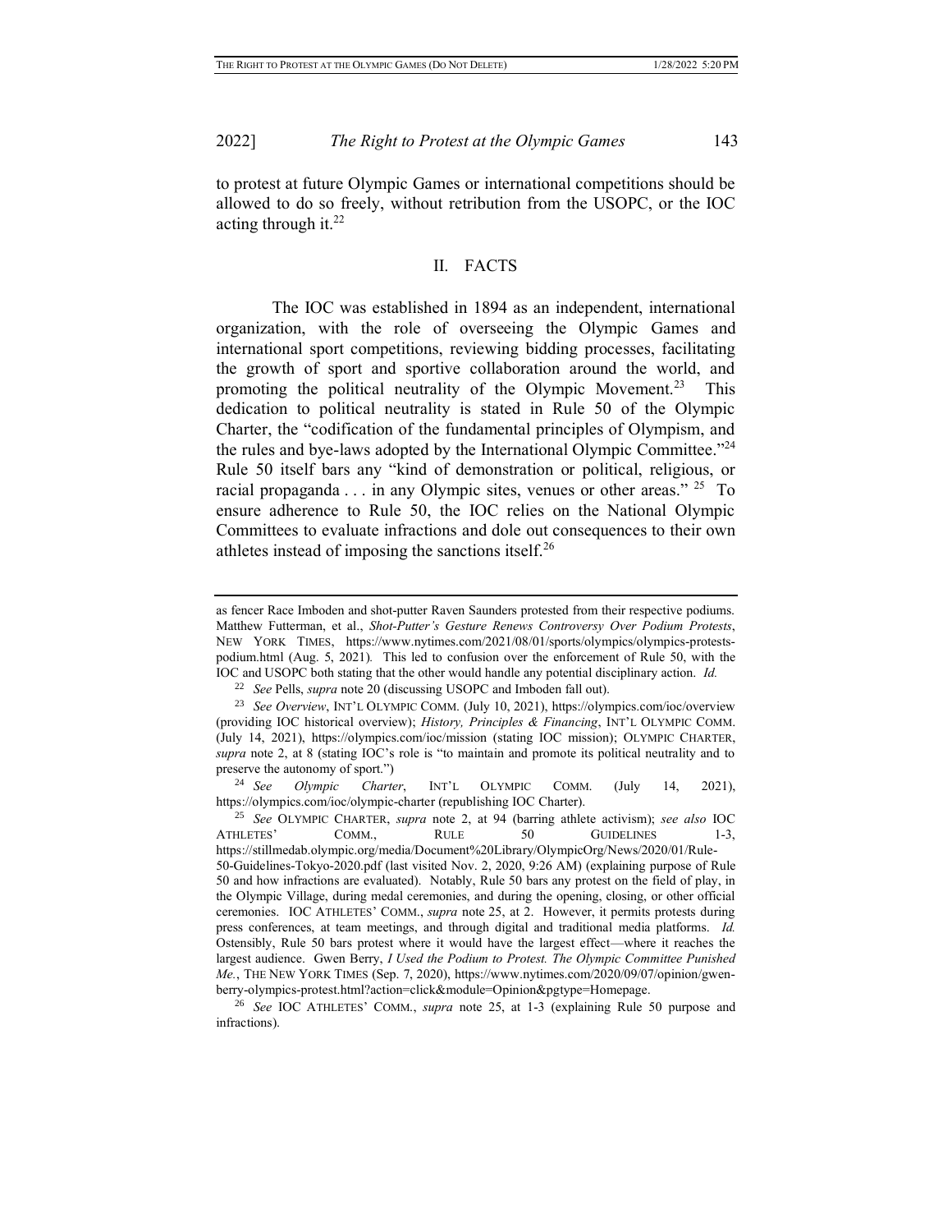to protest at future Olympic Games or international competitions should be allowed to do so freely, without retribution from the USOPC, or the IOC acting through it.[22]

## II. FACTS

The IOC was established in 1894 as an independent, international organization, with the role of overseeing the Olympic Games and international sport competitions, reviewing bidding processes, facilitating the growth of sport and sportive collaboration around the world, and promoting the political neutrality of the Olympic Movement.[23] This dedication to political neutrality is stated in Rule 50 of the Olympic Charter, the "codification of the fundamental principles of Olympism, and the rules and bye-laws adopted by the International Olympic Committee."[24] Rule 50 itself bars any "kind of demonstration or political, religious, or racial propaganda . . . in any Olympic sites, venues or other areas." [25] To ensure adherence to Rule 50, the IOC relies on the National Olympic Committees to evaluate infractions and dole out consequences to their own athletes instead of imposing the sanctions itself.[26]

---

as fencer Race Imboden and shot-putter Raven Saunders protested from their respective podiums. Matthew Futterman, et al., *Shot-Putter's Gesture Renews Controversy Over Podium Protests*, NEW YORK TIMES, https://www.nytimes.com/2021/08/01/sports/olympics/olympics-protests-podium.html (Aug. 5, 2021). This led to confusion over the enforcement of Rule 50, with the IOC and USOPC both stating that the other would handle any potential disciplinary action. *Id.*

[22] *See* Pells, *supra* note 20 (discussing USOPC and Imboden fall out).

[23] *See Overview*, INT'L OLYMPIC COMM. (July 10, 2021), https://olympics.com/ioc/overview (providing IOC historical overview); *History, Principles & Financing*, INT'L OLYMPIC COMM. (July 14, 2021), https://olympics.com/ioc/mission (stating IOC mission); OLYMPIC CHARTER, *supra* note 2, at 8 (stating IOC's role is "to maintain and promote its political neutrality and to preserve the autonomy of sport.")

[24] *See Olympic Charter*, INT'L OLYMPIC COMM. (July 14, 2021), https://olympics.com/ioc/olympic-charter (republishing IOC Charter).

[25] *See* OLYMPIC CHARTER, *supra* note 2, at 94 (barring athlete activism); *see also* IOC ATHLETES' COMM., RULE 50 GUIDELINES 1-3, https://stillmedab.olympic.org/media/Document%20Library/OlympicOrg/News/2020/01/Rule-50-Guidelines-Tokyo-2020.pdf (last visited Nov. 2, 2020, 9:26 AM) (explaining purpose of Rule 50 and how infractions are evaluated). Notably, Rule 50 bars any protest on the field of play, in the Olympic Village, during medal ceremonies, and during the opening, closing, or other official ceremonies. IOC ATHLETES' COMM., *supra* note 25, at 2. However, it permits protests during press conferences, at team meetings, and through digital and traditional media platforms. *Id.* Ostensibly, Rule 50 bars protest where it would have the largest effect—where it reaches the largest audience. Gwen Berry, *I Used the Podium to Protest. The Olympic Committee Punished Me.*, THE NEW YORK TIMES (Sep. 7, 2020), https://www.nytimes.com/2020/09/07/opinion/gwen-berry-olympics-protest.html?action=click&module=Opinion&pgtype=Homepage.

[26] *See* IOC ATHLETES' COMM., *supra* note 25, at 1-3 (explaining Rule 50 purpose and infractions).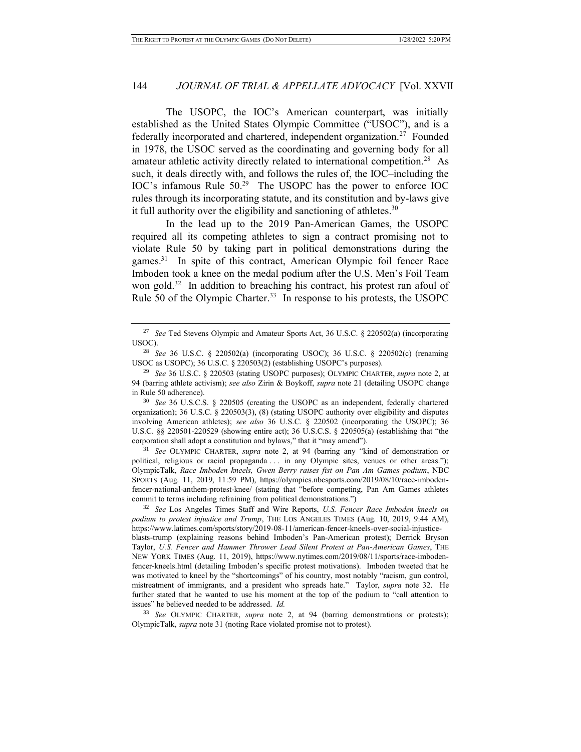The USOPC, the IOC's American counterpart, was initially established as the United States Olympic Committee ("USOC"), and is a federally incorporated and chartered, independent organization.[27] Founded in 1978, the USOC served as the coordinating and governing body for all amateur athletic activity directly related to international competition.[28] As such, it deals directly with, and follows the rules of, the IOC–including the IOC's infamous Rule 50.[29] The USOPC has the power to enforce IOC rules through its incorporating statute, and its constitution and by-laws give it full authority over the eligibility and sanctioning of athletes.[30]

In the lead up to the 2019 Pan-American Games, the USOPC required all its competing athletes to sign a contract promising not to violate Rule 50 by taking part in political demonstrations during the games.[31] In spite of this contract, American Olympic foil fencer Race Imboden took a knee on the medal podium after the U.S. Men's Foil Team won gold.[32] In addition to breaching his contract, his protest ran afoul of Rule 50 of the Olympic Charter.[33] In response to his protests, the USOPC

---

[27] *See* Ted Stevens Olympic and Amateur Sports Act, 36 U.S.C. § 220502(a) (incorporating USOC).

[28] *See* 36 U.S.C. § 220502(a) (incorporating USOC); 36 U.S.C. § 220502(c) (renaming USOC as USOPC); 36 U.S.C. § 220503(2) (establishing USOPC's purposes).

[29] *See* 36 U.S.C. § 220503 (stating USOPC purposes); OLYMPIC CHARTER, *supra* note 2, at 94 (barring athlete activism); *see also* Zirin & Boykoff, *supra* note 21 (detailing USOPC change in Rule 50 adherence).

[30] *See* 36 U.S.C.S. § 220505 (creating the USOPC as an independent, federally chartered organization); 36 U.S.C. § 220503(3), (8) (stating USOPC authority over eligibility and disputes involving American athletes); *see also* 36 U.S.C. § 220502 (incorporating the USOPC); 36 U.S.C. §§ 220501-220529 (showing entire act); 36 U.S.C.S. § 220505(a) (establishing that "the corporation shall adopt a constitution and bylaws," that it "may amend").

[31] *See* OLYMPIC CHARTER, *supra* note 2, at 94 (barring any "kind of demonstration or political, religious or racial propaganda . . . in any Olympic sites, venues or other areas."); OlympicTalk, *Race Imboden kneels, Gwen Berry raises fist on Pan Am Games podium*, NBC SPORTS (Aug. 11, 2019, 11:59 PM), https://olympics.nbcsports.com/2019/08/10/race-imboden-fencer-national-anthem-protest-knee/ (stating that "before competing, Pan Am Games athletes commit to terms including refraining from political demonstrations.")

[32] *See* Los Angeles Times Staff and Wire Reports, *U.S. Fencer Race Imboden kneels on podium to protest injustice and Trump*, THE LOS ANGELES TIMES (Aug. 10, 2019, 9:44 AM), https://www.latimes.com/sports/story/2019-08-11/american-fencer-kneels-over-social-injustice-blasts-trump (explaining reasons behind Imboden's Pan-American protest); Derrick Bryson Taylor, *U.S. Fencer and Hammer Thrower Lead Silent Protest at Pan-American Games*, THE NEW YORK TIMES (Aug. 11, 2019), https://www.nytimes.com/2019/08/11/sports/race-imboden-fencer-kneels.html (detailing Imboden's specific protest motivations). Imboden tweeted that he was motivated to kneel by the "shortcomings" of his country, most notably "racism, gun control, mistreatment of immigrants, and a president who spreads hate." Taylor, *supra* note 32. He further stated that he wanted to use his moment at the top of the podium to "call attention to issues" he believed needed to be addressed. *Id.*

[33] *See* OLYMPIC CHARTER, *supra* note 2, at 94 (barring demonstrations or protests); OlympicTalk, *supra* note 31 (noting Race violated promise not to protest).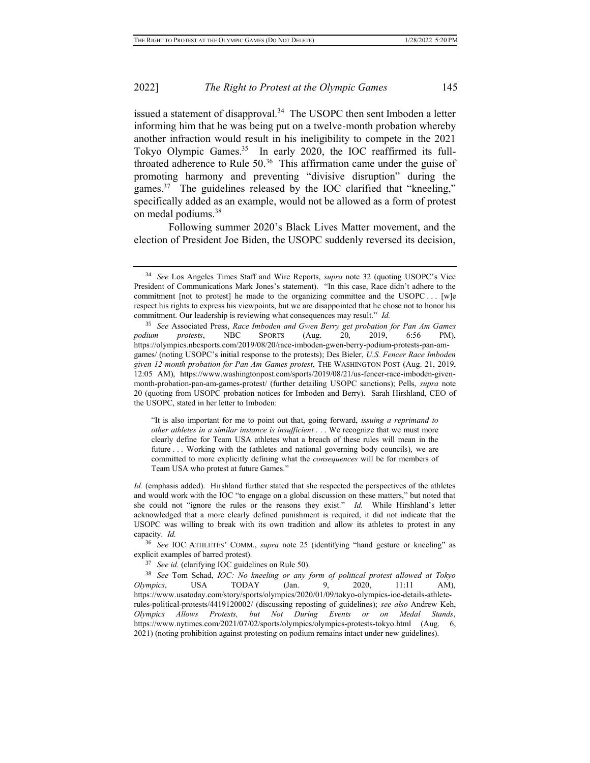issued a statement of disapproval.[34] The USOPC then sent Imboden a letter informing him that he was being put on a twelve-month probation whereby another infraction would result in his ineligibility to compete in the 2021 Tokyo Olympic Games.[35] In early 2020, the IOC reaffirmed its full-throated adherence to Rule 50.[36] This affirmation came under the guise of promoting harmony and preventing "divisive disruption" during the games.[37] The guidelines released by the IOC clarified that "kneeling," specifically added as an example, would not be allowed as a form of protest on medal podiums.[38]

Following summer 2020's Black Lives Matter movement, and the election of President Joe Biden, the USOPC suddenly reversed its decision,

---

[34] *See* Los Angeles Times Staff and Wire Reports, *supra* note 32 (quoting USOPC's Vice President of Communications Mark Jones's statement). "In this case, Race didn't adhere to the commitment [not to protest] he made to the organizing committee and the USOPC . . . [w]e respect his rights to express his viewpoints, but we are disappointed that he chose not to honor his commitment. Our leadership is reviewing what consequences may result." *Id.*

[35] *See* Associated Press, *Race Imboden and Gwen Berry get probation for Pan Am Games podium protests*, NBC SPORTS (Aug. 20, 2019, 6:56 PM), https://olympics.nbcsports.com/2019/08/20/race-imboden-gwen-berry-podium-protests-pan-am-games/ (noting USOPC's initial response to the protests); Des Bieler, *U.S. Fencer Race Imboden given 12-month probation for Pan Am Games protest*, THE WASHINGTON POST (Aug. 21, 2019, 12:05 AM), https://www.washingtonpost.com/sports/2019/08/21/us-fencer-race-imboden-given-month-probation-pan-am-games-protest/ (further detailing USOPC sanctions); Pells, *supra* note 20 (quoting from USOPC probation notices for Imboden and Berry). Sarah Hirshland, CEO of the USOPC, stated in her letter to Imboden:

> "It is also important for me to point out that, going forward, *issuing a reprimand to other athletes in a similar instance is insufficient* . . . We recognize that we must more clearly define for Team USA athletes what a breach of these rules will mean in the future . . . Working with the (athletes and national governing body councils), we are committed to more explicitly defining what the *consequences* will be for members of Team USA who protest at future Games."

*Id.* (emphasis added). Hirshland further stated that she respected the perspectives of the athletes and would work with the IOC "to engage on a global discussion on these matters," but noted that she could not "ignore the rules or the reasons they exist." *Id.* While Hirshland's letter acknowledged that a more clearly defined punishment is required, it did not indicate that the USOPC was willing to break with its own tradition and allow its athletes to protest in any capacity. *Id.*

[36] *See* IOC ATHLETES' COMM., *supra* note 25 (identifying "hand gesture or kneeling" as explicit examples of barred protest).

[37] *See id.* (clarifying IOC guidelines on Rule 50).

[38] *See* Tom Schad, *IOC: No kneeling or any form of political protest allowed at Tokyo Olympics*, USA TODAY (Jan. 9, 2020, 11:11 AM), https://www.usatoday.com/story/sports/olympics/2020/01/09/tokyo-olympics-ioc-details-athlete-rules-political-protests/4419120002/ (discussing reposting of guidelines); *see also* Andrew Keh, *Olympics Allows Protests, but Not During Events or on Medal Stands*, https://www.nytimes.com/2021/07/02/sports/olympics/olympics-protests-tokyo.html (Aug. 6, 2021) (noting prohibition against protesting on podium remains intact under new guidelines).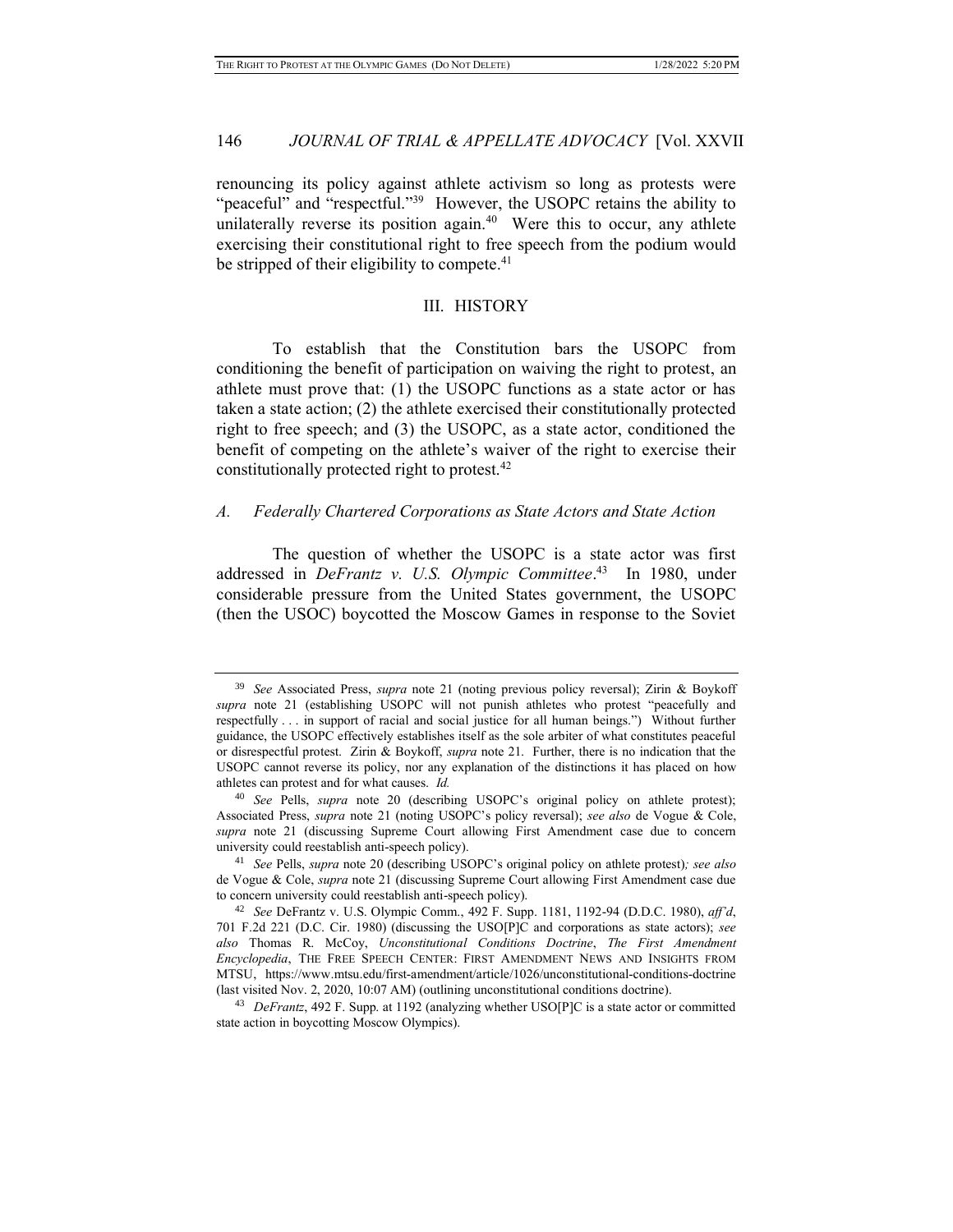renouncing its policy against athlete activism so long as protests were "peaceful" and "respectful."[39] However, the USOPC retains the ability to unilaterally reverse its position again.[40] Were this to occur, any athlete exercising their constitutional right to free speech from the podium would be stripped of their eligibility to compete.[41]

## III. HISTORY

To establish that the Constitution bars the USOPC from conditioning the benefit of participation on waiving the right to protest, an athlete must prove that: (1) the USOPC functions as a state actor or has taken a state action; (2) the athlete exercised their constitutionally protected right to free speech; and (3) the USOPC, as a state actor, conditioned the benefit of competing on the athlete's waiver of the right to exercise their constitutionally protected right to protest.[42]

### *A. Federally Chartered Corporations as State Actors and State Action*

The question of whether the USOPC is a state actor was first addressed in *DeFrantz v. U.S. Olympic Committee*.[43] In 1980, under considerable pressure from the United States government, the USOPC (then the USOC) boycotted the Moscow Games in response to the Soviet

---

[39] *See* Associated Press, *supra* note 21 (noting previous policy reversal); Zirin & Boykoff *supra* note 21 (establishing USOPC will not punish athletes who protest "peacefully and respectfully . . . in support of racial and social justice for all human beings.") Without further guidance, the USOPC effectively establishes itself as the sole arbiter of what constitutes peaceful or disrespectful protest. Zirin & Boykoff, *supra* note 21. Further, there is no indication that the USOPC cannot reverse its policy, nor any explanation of the distinctions it has placed on how athletes can protest and for what causes. *Id.*

[40] *See* Pells, *supra* note 20 (describing USOPC's original policy on athlete protest); Associated Press, *supra* note 21 (noting USOPC's policy reversal); *see also* de Vogue & Cole, *supra* note 21 (discussing Supreme Court allowing First Amendment case due to concern university could reestablish anti-speech policy).

[41] *See* Pells, *supra* note 20 (describing USOPC's original policy on athlete protest)*; see also* de Vogue & Cole, *supra* note 21 (discussing Supreme Court allowing First Amendment case due to concern university could reestablish anti-speech policy).

[42] *See* DeFrantz v. U.S. Olympic Comm., 492 F. Supp. 1181, 1192-94 (D.D.C. 1980), *aff'd*, 701 F.2d 221 (D.C. Cir. 1980) (discussing the USO[P]C and corporations as state actors); *see also* Thomas R. McCoy, *Unconstitutional Conditions Doctrine*, *The First Amendment Encyclopedia*, THE FREE SPEECH CENTER: FIRST AMENDMENT NEWS AND INSIGHTS FROM MTSU, https://www.mtsu.edu/first-amendment/article/1026/unconstitutional-conditions-doctrine (last visited Nov. 2, 2020, 10:07 AM) (outlining unconstitutional conditions doctrine).

[43] *DeFrantz*, 492 F. Supp. at 1192 (analyzing whether USO[P]C is a state actor or committed state action in boycotting Moscow Olympics).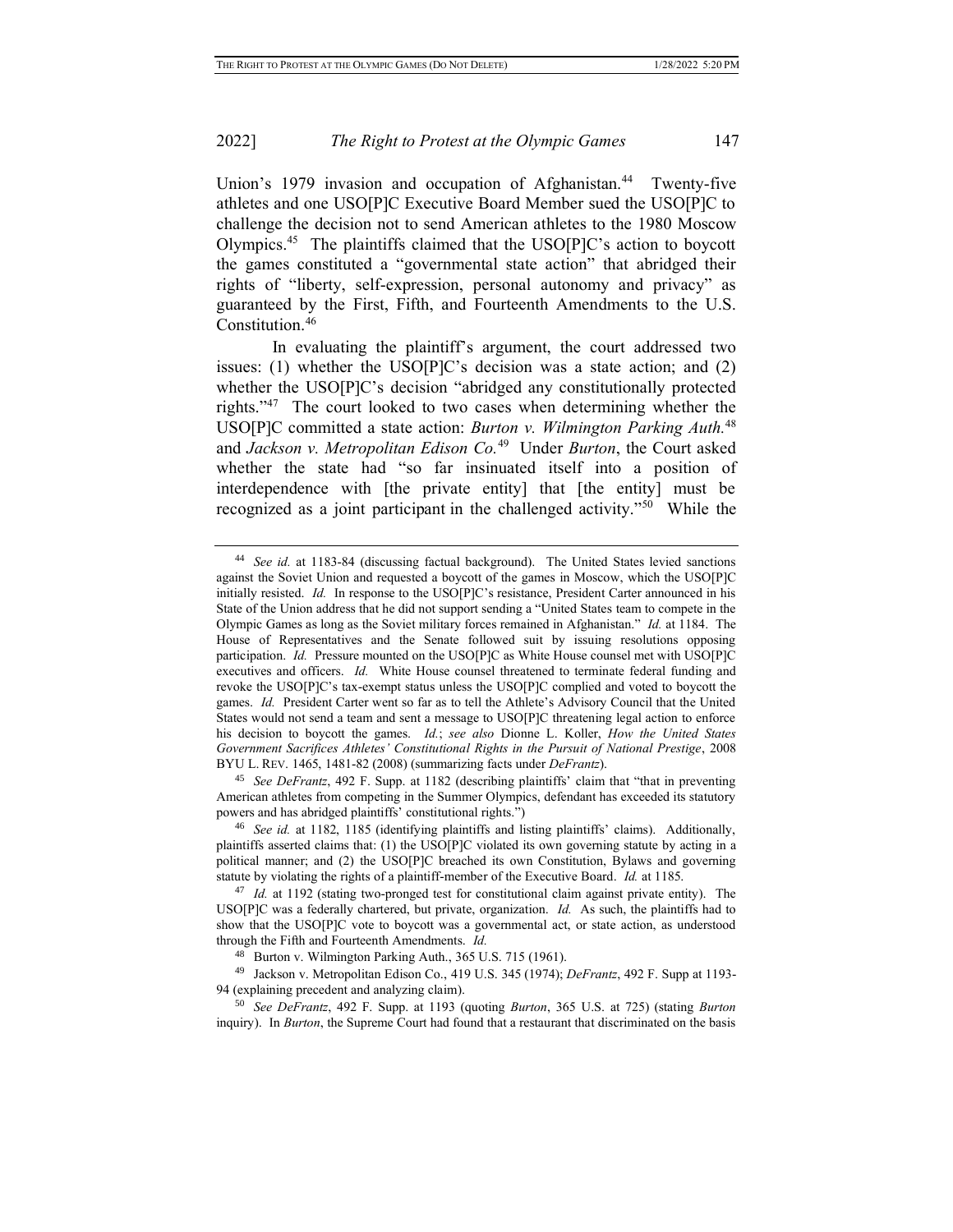Union's 1979 invasion and occupation of Afghanistan.[44] Twenty-five athletes and one USO[P]C Executive Board Member sued the USO[P]C to challenge the decision not to send American athletes to the 1980 Moscow Olympics.[45] The plaintiffs claimed that the USO[P]C's action to boycott the games constituted a "governmental state action" that abridged their rights of "liberty, self-expression, personal autonomy and privacy" as guaranteed by the First, Fifth, and Fourteenth Amendments to the U.S. Constitution.[46]

In evaluating the plaintiff's argument, the court addressed two issues: (1) whether the USO[P]C's decision was a state action; and (2) whether the USO[P]C's decision "abridged any constitutionally protected rights."[47] The court looked to two cases when determining whether the USO[P]C committed a state action: *Burton v. Wilmington Parking Auth.*[48] and *Jackson v. Metropolitan Edison Co.*[49] Under *Burton*, the Court asked whether the state had "so far insinuated itself into a position of interdependence with [the private entity] that [the entity] must be recognized as a joint participant in the challenged activity."[50] While the

---

[44] *See id.* at 1183-84 (discussing factual background). The United States levied sanctions against the Soviet Union and requested a boycott of the games in Moscow, which the USO[P]C initially resisted. *Id.* In response to the USO[P]C's resistance, President Carter announced in his State of the Union address that he did not support sending a "United States team to compete in the Olympic Games as long as the Soviet military forces remained in Afghanistan." *Id.* at 1184. The House of Representatives and the Senate followed suit by issuing resolutions opposing participation. *Id.* Pressure mounted on the USO[P]C as White House counsel met with USO[P]C executives and officers. *Id.* White House counsel threatened to terminate federal funding and revoke the USO[P]C's tax-exempt status unless the USO[P]C complied and voted to boycott the games. *Id.* President Carter went so far as to tell the Athlete's Advisory Council that the United States would not send a team and sent a message to USO[P]C threatening legal action to enforce his decision to boycott the games. *Id.*; *see also* Dionne L. Koller, *How the United States Government Sacrifices Athletes' Constitutional Rights in the Pursuit of National Prestige*, 2008 BYU L. REV. 1465, 1481-82 (2008) (summarizing facts under *DeFrantz*).

[45] *See DeFrantz*, 492 F. Supp. at 1182 (describing plaintiffs' claim that "that in preventing American athletes from competing in the Summer Olympics, defendant has exceeded its statutory powers and has abridged plaintiffs' constitutional rights.")

[46] *See id.* at 1182, 1185 (identifying plaintiffs and listing plaintiffs' claims). Additionally, plaintiffs asserted claims that: (1) the USO[P]C violated its own governing statute by acting in a political manner; and (2) the USO[P]C breached its own Constitution, Bylaws and governing statute by violating the rights of a plaintiff-member of the Executive Board. *Id.* at 1185.

[47] *Id.* at 1192 (stating two-pronged test for constitutional claim against private entity). The USO[P]C was a federally chartered, but private, organization. *Id.* As such, the plaintiffs had to show that the USO[P]C vote to boycott was a governmental act, or state action, as understood through the Fifth and Fourteenth Amendments. *Id.*

[48] Burton v. Wilmington Parking Auth., 365 U.S. 715 (1961).

[49] Jackson v. Metropolitan Edison Co., 419 U.S. 345 (1974); *DeFrantz*, 492 F. Supp at 1193-94 (explaining precedent and analyzing claim).

[50] *See DeFrantz*, 492 F. Supp. at 1193 (quoting *Burton*, 365 U.S. at 725) (stating *Burton* inquiry). In *Burton*, the Supreme Court had found that a restaurant that discriminated on the basis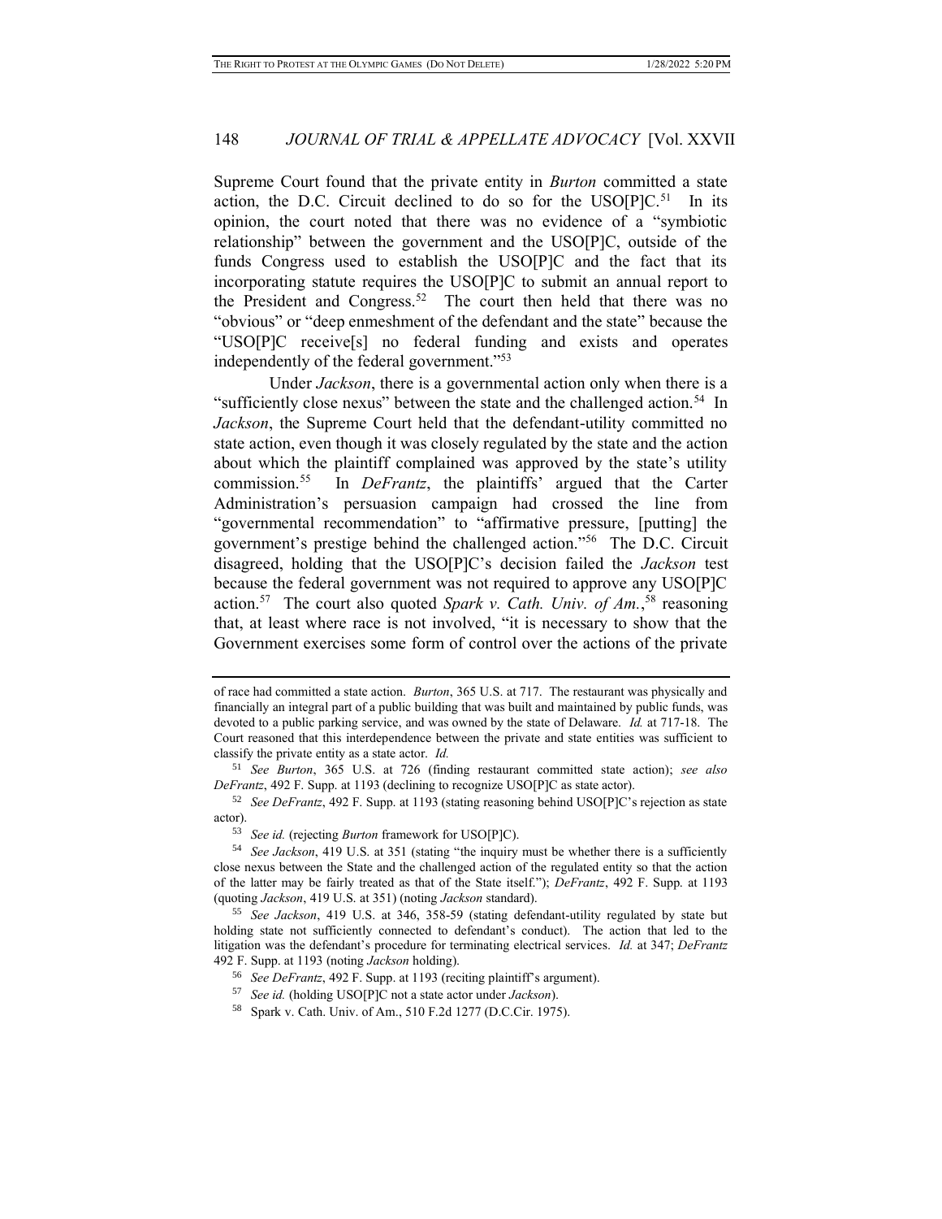Supreme Court found that the private entity in *Burton* committed a state action, the D.C. Circuit declined to do so for the USO[P]C.[51] In its opinion, the court noted that there was no evidence of a "symbiotic relationship" between the government and the USO[P]C, outside of the funds Congress used to establish the USO[P]C and the fact that its incorporating statute requires the USO[P]C to submit an annual report to the President and Congress.[52] The court then held that there was no "obvious" or "deep enmeshment of the defendant and the state" because the "USO[P]C receive[s] no federal funding and exists and operates independently of the federal government."[53]

Under *Jackson*, there is a governmental action only when there is a "sufficiently close nexus" between the state and the challenged action.[54] In *Jackson*, the Supreme Court held that the defendant-utility committed no state action, even though it was closely regulated by the state and the action about which the plaintiff complained was approved by the state's utility commission.[55] In *DeFrantz*, the plaintiffs' argued that the Carter Administration's persuasion campaign had crossed the line from "governmental recommendation" to "affirmative pressure, [putting] the government's prestige behind the challenged action."[56] The D.C. Circuit disagreed, holding that the USO[P]C's decision failed the *Jackson* test because the federal government was not required to approve any USO[P]C action.[57] The court also quoted *Spark v. Cath. Univ. of Am.*,[58] reasoning that, at least where race is not involved, "it is necessary to show that the Government exercises some form of control over the actions of the private

---

of race had committed a state action. *Burton*, 365 U.S. at 717. The restaurant was physically and financially an integral part of a public building that was built and maintained by public funds, was devoted to a public parking service, and was owned by the state of Delaware. *Id.* at 717-18. The Court reasoned that this interdependence between the private and state entities was sufficient to classify the private entity as a state actor. *Id.*

[51] *See Burton*, 365 U.S. at 726 (finding restaurant committed state action); *see also DeFrantz*, 492 F. Supp. at 1193 (declining to recognize USO[P]C as state actor).

[52] *See DeFrantz*, 492 F. Supp. at 1193 (stating reasoning behind USO[P]C's rejection as state actor).

[53] *See id.* (rejecting *Burton* framework for USO[P]C).

[54] *See Jackson*, 419 U.S. at 351 (stating "the inquiry must be whether there is a sufficiently close nexus between the State and the challenged action of the regulated entity so that the action of the latter may be fairly treated as that of the State itself."); *DeFrantz*, 492 F. Supp. at 1193 (quoting *Jackson*, 419 U.S. at 351) (noting *Jackson* standard).

[55] *See Jackson*, 419 U.S. at 346, 358-59 (stating defendant-utility regulated by state but holding state not sufficiently connected to defendant's conduct). The action that led to the litigation was the defendant's procedure for terminating electrical services. *Id.* at 347; *DeFrantz* 492 F. Supp. at 1193 (noting *Jackson* holding).

[56] *See DeFrantz*, 492 F. Supp. at 1193 (reciting plaintiff's argument).

[57] *See id.* (holding USO[P]C not a state actor under *Jackson*).

[58] Spark v. Cath. Univ. of Am., 510 F.2d 1277 (D.C.Cir. 1975).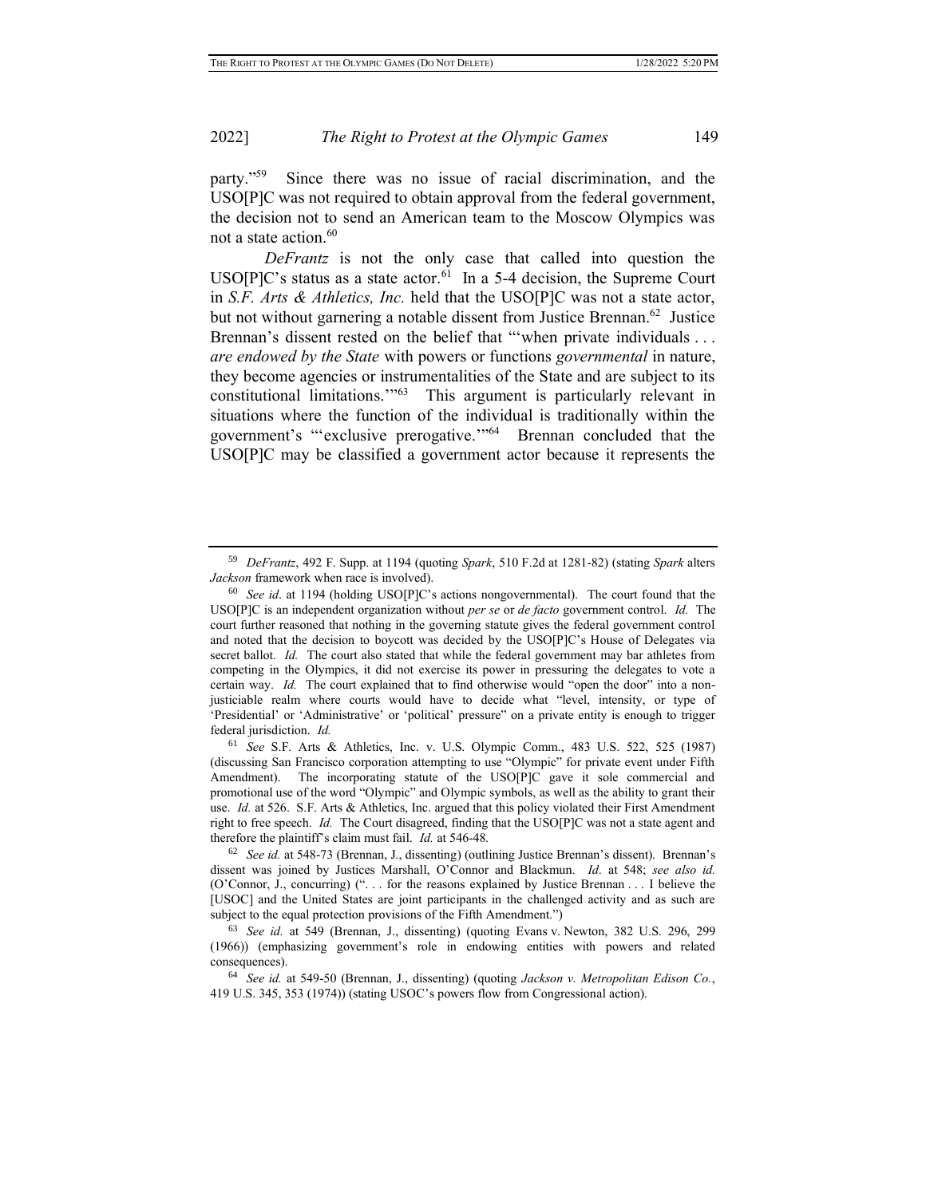party."[59] Since there was no issue of racial discrimination, and the USO[P]C was not required to obtain approval from the federal government, the decision not to send an American team to the Moscow Olympics was not a state action.[60]

*DeFrantz* is not the only case that called into question the USO[P]C's status as a state actor.[61] In a 5-4 decision, the Supreme Court in *S.F. Arts & Athletics, Inc.* held that the USO[P]C was not a state actor, but not without garnering a notable dissent from Justice Brennan.[62] Justice Brennan's dissent rested on the belief that "'when private individuals . . . *are endowed by the State* with powers or functions *governmental* in nature, they become agencies or instrumentalities of the State and are subject to its constitutional limitations.'"[63] This argument is particularly relevant in situations where the function of the individual is traditionally within the government's "'exclusive prerogative.'"[64] Brennan concluded that the USO[P]C may be classified a government actor because it represents the

---

[59] *DeFrantz*, 492 F. Supp. at 1194 (quoting *Spark*, 510 F.2d at 1281-82) (stating *Spark* alters *Jackson* framework when race is involved).

[60] *See id*. at 1194 (holding USO[P]C's actions nongovernmental). The court found that the USO[P]C is an independent organization without *per se* or *de facto* government control. *Id.* The court further reasoned that nothing in the governing statute gives the federal government control and noted that the decision to boycott was decided by the USO[P]C's House of Delegates via secret ballot. *Id.* The court also stated that while the federal government may bar athletes from competing in the Olympics, it did not exercise its power in pressuring the delegates to vote a certain way. *Id.* The court explained that to find otherwise would "open the door" into a non-justiciable realm where courts would have to decide what "level, intensity, or type of 'Presidential' or 'Administrative' or 'political' pressure" on a private entity is enough to trigger federal jurisdiction. *Id.*

[61] *See* S.F. Arts & Athletics, Inc. v. U.S. Olympic Comm., 483 U.S. 522, 525 (1987) (discussing San Francisco corporation attempting to use "Olympic" for private event under Fifth Amendment). The incorporating statute of the USO[P]C gave it sole commercial and promotional use of the word "Olympic" and Olympic symbols, as well as the ability to grant their use. *Id.* at 526. S.F. Arts & Athletics, Inc. argued that this policy violated their First Amendment right to free speech. *Id.* The Court disagreed, finding that the USO[P]C was not a state agent and therefore the plaintiff's claim must fail. *Id.* at 546-48.

[62] *See id.* at 548-73 (Brennan, J., dissenting) (outlining Justice Brennan's dissent). Brennan's dissent was joined by Justices Marshall, O'Connor and Blackmun. *Id*. at 548; *see also id.* (O'Connor, J., concurring) (". . . for the reasons explained by Justice Brennan . . . I believe the [USOC] and the United States are joint participants in the challenged activity and as such are subject to the equal protection provisions of the Fifth Amendment.")

[63] *See id.* at 549 (Brennan, J., dissenting) (quoting Evans v. Newton, 382 U.S. 296, 299 (1966)) (emphasizing government's role in endowing entities with powers and related consequences).

[64] *See id.* at 549-50 (Brennan, J., dissenting) (quoting *Jackson v. Metropolitan Edison Co.*, 419 U.S. 345, 353 (1974)) (stating USOC's powers flow from Congressional action).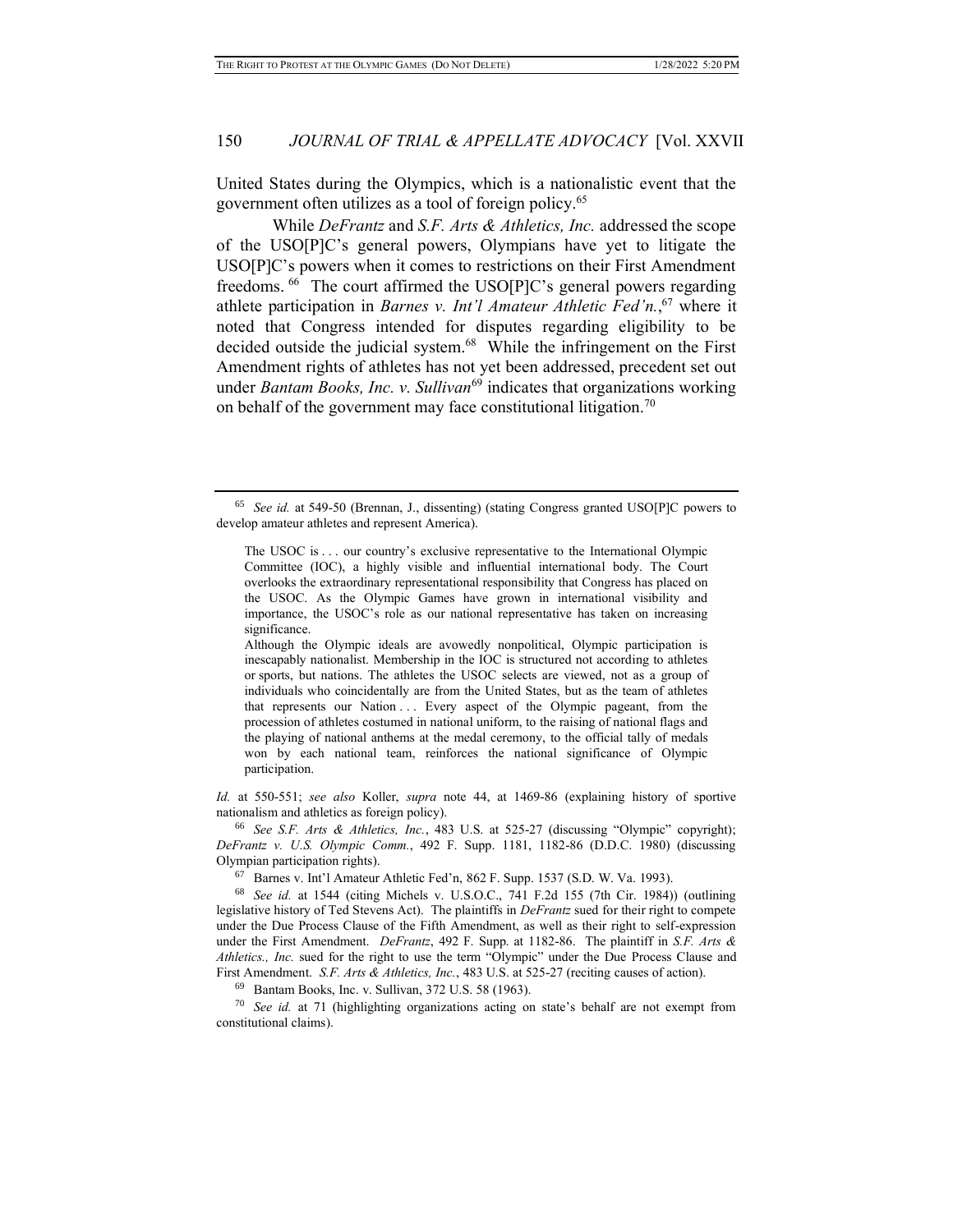United States during the Olympics, which is a nationalistic event that the government often utilizes as a tool of foreign policy.[65]

While *DeFrantz* and *S.F. Arts & Athletics, Inc.* addressed the scope of the USO[P]C's general powers, Olympians have yet to litigate the USO[P]C's powers when it comes to restrictions on their First Amendment freedoms.[66] The court affirmed the USO[P]C's general powers regarding athlete participation in *Barnes v. Int'l Amateur Athletic Fed'n.*,[67] where it noted that Congress intended for disputes regarding eligibility to be decided outside the judicial system.[68] While the infringement on the First Amendment rights of athletes has not yet been addressed, precedent set out under *Bantam Books, Inc. v. Sullivan*[69] indicates that organizations working on behalf of the government may face constitutional litigation.[70]

---

[65] *See id.* at 549-50 (Brennan, J., dissenting) (stating Congress granted USO[P]C powers to develop amateur athletes and represent America).

> The USOC is . . . our country's exclusive representative to the International Olympic Committee (IOC), a highly visible and influential international body. The Court overlooks the extraordinary representational responsibility that Congress has placed on the USOC. As the Olympic Games have grown in international visibility and importance, the USOC's role as our national representative has taken on increasing significance.
>
> Although the Olympic ideals are avowedly nonpolitical, Olympic participation is inescapably nationalist. Membership in the IOC is structured not according to athletes or sports, but nations. The athletes the USOC selects are viewed, not as a group of individuals who coincidentally are from the United States, but as the team of athletes that represents our Nation . . . Every aspect of the Olympic pageant, from the procession of athletes costumed in national uniform, to the raising of national flags and the playing of national anthems at the medal ceremony, to the official tally of medals won by each national team, reinforces the national significance of Olympic participation.

*Id.* at 550-551; *see also* Koller, *supra* note 44, at 1469-86 (explaining history of sportive nationalism and athletics as foreign policy).

[66] *See S.F. Arts & Athletics, Inc.*, 483 U.S. at 525-27 (discussing "Olympic" copyright); *DeFrantz v. U.S. Olympic Comm.*, 492 F. Supp. 1181, 1182-86 (D.D.C. 1980) (discussing Olympian participation rights).

[67] Barnes v. Int'l Amateur Athletic Fed'n, 862 F. Supp. 1537 (S.D. W. Va. 1993).

[68] *See id.* at 1544 (citing Michels v. U.S.O.C., 741 F.2d 155 (7th Cir. 1984)) (outlining legislative history of Ted Stevens Act). The plaintiffs in *DeFrantz* sued for their right to compete under the Due Process Clause of the Fifth Amendment, as well as their right to self-expression under the First Amendment. *DeFrantz*, 492 F. Supp. at 1182-86. The plaintiff in *S.F. Arts & Athletics., Inc.* sued for the right to use the term "Olympic" under the Due Process Clause and First Amendment. *S.F. Arts & Athletics, Inc.*, 483 U.S. at 525-27 (reciting causes of action).

[69] Bantam Books, Inc. v. Sullivan, 372 U.S. 58 (1963).

[70] *See id.* at 71 (highlighting organizations acting on state's behalf are not exempt from constitutional claims).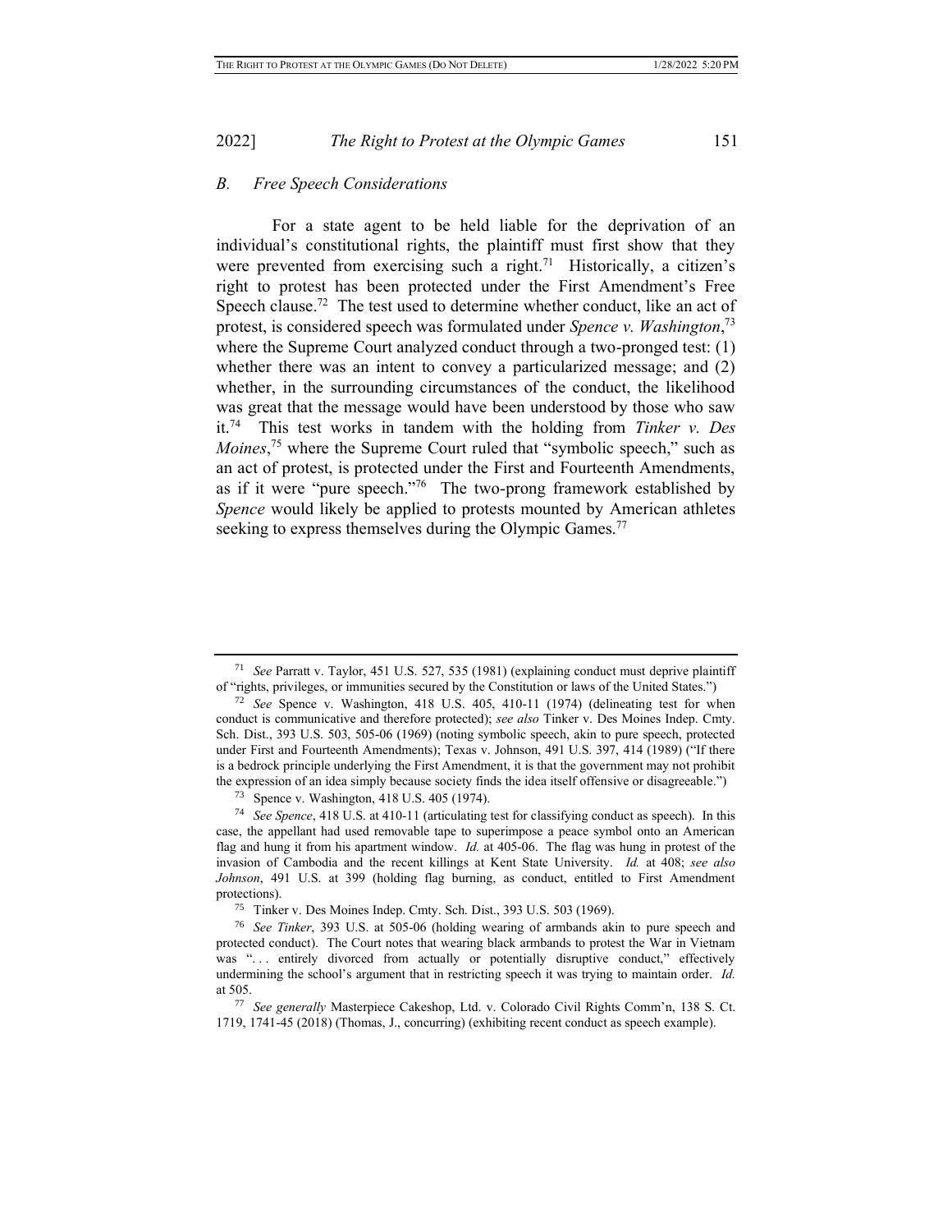### B. Free Speech Considerations

For a state agent to be held liable for the deprivation of an individual's constitutional rights, the plaintiff must first show that they were prevented from exercising such a right.[71] Historically, a citizen's right to protest has been protected under the First Amendment's Free Speech clause.[72] The test used to determine whether conduct, like an act of protest, is considered speech was formulated under *Spence v. Washington*,[73] where the Supreme Court analyzed conduct through a two-pronged test: (1) whether there was an intent to convey a particularized message; and (2) whether, in the surrounding circumstances of the conduct, the likelihood was great that the message would have been understood by those who saw it.[74] This test works in tandem with the holding from *Tinker v. Des Moines*,[75] where the Supreme Court ruled that "symbolic speech," such as an act of protest, is protected under the First and Fourteenth Amendments, as if it were "pure speech."[76] The two-prong framework established by *Spence* would likely be applied to protests mounted by American athletes seeking to express themselves during the Olympic Games.[77]

---

[71] *See* Parratt v. Taylor, 451 U.S. 527, 535 (1981) (explaining conduct must deprive plaintiff of "rights, privileges, or immunities secured by the Constitution or laws of the United States.")

[72] *See* Spence v. Washington, 418 U.S. 405, 410-11 (1974) (delineating test for when conduct is communicative and therefore protected); *see also* Tinker v. Des Moines Indep. Cmty. Sch. Dist., 393 U.S. 503, 505-06 (1969) (noting symbolic speech, akin to pure speech, protected under First and Fourteenth Amendments); Texas v. Johnson, 491 U.S. 397, 414 (1989) ("If there is a bedrock principle underlying the First Amendment, it is that the government may not prohibit the expression of an idea simply because society finds the idea itself offensive or disagreeable.")

[73] Spence v. Washington, 418 U.S. 405 (1974).

[74] *See Spence*, 418 U.S. at 410-11 (articulating test for classifying conduct as speech). In this case, the appellant had used removable tape to superimpose a peace symbol onto an American flag and hung it from his apartment window. *Id.* at 405-06. The flag was hung in protest of the invasion of Cambodia and the recent killings at Kent State University. *Id.* at 408; *see also Johnson*, 491 U.S. at 399 (holding flag burning, as conduct, entitled to First Amendment protections).

[75] Tinker v. Des Moines Indep. Cmty. Sch. Dist., 393 U.S. 503 (1969).

[76] *See Tinker*, 393 U.S. at 505-06 (holding wearing of armbands akin to pure speech and protected conduct). The Court notes that wearing black armbands to protest the War in Vietnam was ". . . entirely divorced from actually or potentially disruptive conduct," effectively undermining the school's argument that in restricting speech it was trying to maintain order. *Id.* at 505.

[77] *See generally* Masterpiece Cakeshop, Ltd. v. Colorado Civil Rights Comm'n, 138 S. Ct. 1719, 1741-45 (2018) (Thomas, J., concurring) (exhibiting recent conduct as speech example).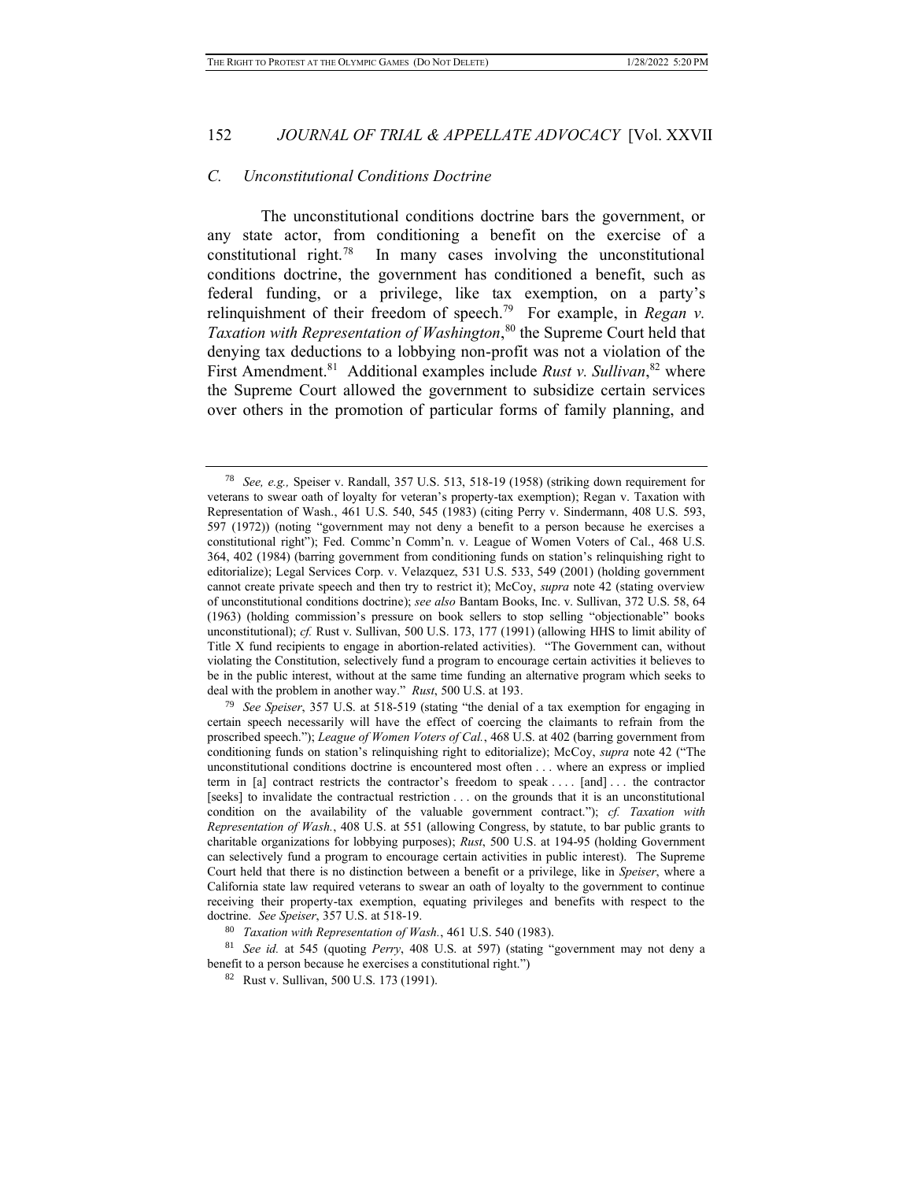### C. Unconstitutional Conditions Doctrine

The unconstitutional conditions doctrine bars the government, or any state actor, from conditioning a benefit on the exercise of a constitutional right.[78] In many cases involving the unconstitutional conditions doctrine, the government has conditioned a benefit, such as federal funding, or a privilege, like tax exemption, on a party's relinquishment of their freedom of speech.[79] For example, in *Regan v. Taxation with Representation of Washington*,[80] the Supreme Court held that denying tax deductions to a lobbying non-profit was not a violation of the First Amendment.[81] Additional examples include *Rust v. Sullivan*,[82] where the Supreme Court allowed the government to subsidize certain services over others in the promotion of particular forms of family planning, and

---

[78] *See, e.g.,* Speiser v. Randall, 357 U.S. 513, 518-19 (1958) (striking down requirement for veterans to swear oath of loyalty for veteran's property-tax exemption); Regan v. Taxation with Representation of Wash., 461 U.S. 540, 545 (1983) (citing Perry v. Sindermann, 408 U.S. 593, 597 (1972)) (noting "government may not deny a benefit to a person because he exercises a constitutional right"); Fed. Commc'n Comm'n. v. League of Women Voters of Cal., 468 U.S. 364, 402 (1984) (barring government from conditioning funds on station's relinquishing right to editorialize); Legal Services Corp. v. Velazquez, 531 U.S. 533, 549 (2001) (holding government cannot create private speech and then try to restrict it); McCoy, *supra* note 42 (stating overview of unconstitutional conditions doctrine); *see also* Bantam Books, Inc. v. Sullivan, 372 U.S. 58, 64 (1963) (holding commission's pressure on book sellers to stop selling "objectionable" books unconstitutional); *cf.* Rust v. Sullivan, 500 U.S. 173, 177 (1991) (allowing HHS to limit ability of Title X fund recipients to engage in abortion-related activities). "The Government can, without violating the Constitution, selectively fund a program to encourage certain activities it believes to be in the public interest, without at the same time funding an alternative program which seeks to deal with the problem in another way." *Rust*, 500 U.S. at 193.

[79] *See Speiser*, 357 U.S. at 518-519 (stating "the denial of a tax exemption for engaging in certain speech necessarily will have the effect of coercing the claimants to refrain from the proscribed speech."); *League of Women Voters of Cal.*, 468 U.S. at 402 (barring government from conditioning funds on station's relinquishing right to editorialize); McCoy, *supra* note 42 ("The unconstitutional conditions doctrine is encountered most often . . . where an express or implied term in [a] contract restricts the contractor's freedom to speak . . . . [and] . . . the contractor [seeks] to invalidate the contractual restriction . . . on the grounds that it is an unconstitutional condition on the availability of the valuable government contract."); *cf. Taxation with Representation of Wash.*, 408 U.S. at 551 (allowing Congress, by statute, to bar public grants to charitable organizations for lobbying purposes); *Rust*, 500 U.S. at 194-95 (holding Government can selectively fund a program to encourage certain activities in public interest). The Supreme Court held that there is no distinction between a benefit or a privilege, like in *Speiser*, where a California state law required veterans to swear an oath of loyalty to the government to continue receiving their property-tax exemption, equating privileges and benefits with respect to the doctrine. *See Speiser*, 357 U.S. at 518-19.

[80] *Taxation with Representation of Wash.*, 461 U.S. 540 (1983).

[81] *See id.* at 545 (quoting *Perry*, 408 U.S. at 597) (stating "government may not deny a benefit to a person because he exercises a constitutional right.")

[82] Rust v. Sullivan, 500 U.S. 173 (1991).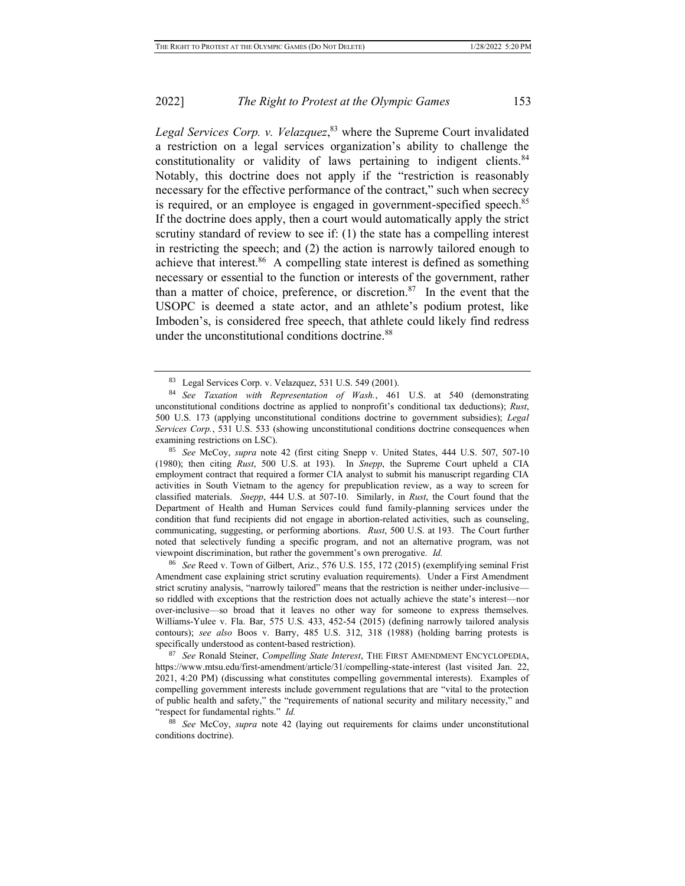*Legal Services Corp. v. Velazquez*,[83] where the Supreme Court invalidated a restriction on a legal services organization's ability to challenge the constitutionality or validity of laws pertaining to indigent clients.[84] Notably, this doctrine does not apply if the "restriction is reasonably necessary for the effective performance of the contract," such when secrecy is required, or an employee is engaged in government-specified speech.[85] If the doctrine does apply, then a court would automatically apply the strict scrutiny standard of review to see if: (1) the state has a compelling interest in restricting the speech; and (2) the action is narrowly tailored enough to achieve that interest.[86] A compelling state interest is defined as something necessary or essential to the function or interests of the government, rather than a matter of choice, preference, or discretion.[87] In the event that the USOPC is deemed a state actor, and an athlete's podium protest, like Imboden's, is considered free speech, that athlete could likely find redress under the unconstitutional conditions doctrine.[88]

---

[83] Legal Services Corp. v. Velazquez, 531 U.S. 549 (2001).

[84] *See Taxation with Representation of Wash.*, 461 U.S. at 540 (demonstrating unconstitutional conditions doctrine as applied to nonprofit's conditional tax deductions); *Rust*, 500 U.S. 173 (applying unconstitutional conditions doctrine to government subsidies); *Legal Services Corp.*, 531 U.S. 533 (showing unconstitutional conditions doctrine consequences when examining restrictions on LSC).

[85] *See* McCoy, *supra* note 42 (first citing Snepp v. United States, 444 U.S. 507, 507-10 (1980); then citing *Rust*, 500 U.S. at 193). In *Snepp*, the Supreme Court upheld a CIA employment contract that required a former CIA analyst to submit his manuscript regarding CIA activities in South Vietnam to the agency for prepublication review, as a way to screen for classified materials. *Snepp*, 444 U.S. at 507-10. Similarly, in *Rust*, the Court found that the Department of Health and Human Services could fund family-planning services under the condition that fund recipients did not engage in abortion-related activities, such as counseling, communicating, suggesting, or performing abortions. *Rust*, 500 U.S. at 193. The Court further noted that selectively funding a specific program, and not an alternative program, was not viewpoint discrimination, but rather the government's own prerogative. *Id.*

[86] *See* Reed v. Town of Gilbert, Ariz., 576 U.S. 155, 172 (2015) (exemplifying seminal Frist Amendment case explaining strict scrutiny evaluation requirements). Under a First Amendment strict scrutiny analysis, "narrowly tailored" means that the restriction is neither under-inclusive—so riddled with exceptions that the restriction does not actually achieve the state's interest—nor over-inclusive—so broad that it leaves no other way for someone to express themselves. Williams-Yulee v. Fla. Bar, 575 U.S. 433, 452-54 (2015) (defining narrowly tailored analysis contours); *see also* Boos v. Barry, 485 U.S. 312, 318 (1988) (holding barring protests is specifically understood as content-based restriction).

[87] *See* Ronald Steiner, *Compelling State Interest*, THE FIRST AMENDMENT ENCYCLOPEDIA, https://www.mtsu.edu/first-amendment/article/31/compelling-state-interest (last visited Jan. 22, 2021, 4:20 PM) (discussing what constitutes compelling governmental interests). Examples of compelling government interests include government regulations that are "vital to the protection of public health and safety," the "requirements of national security and military necessity," and "respect for fundamental rights." *Id.*

[88] *See* McCoy, *supra* note 42 (laying out requirements for claims under unconstitutional conditions doctrine).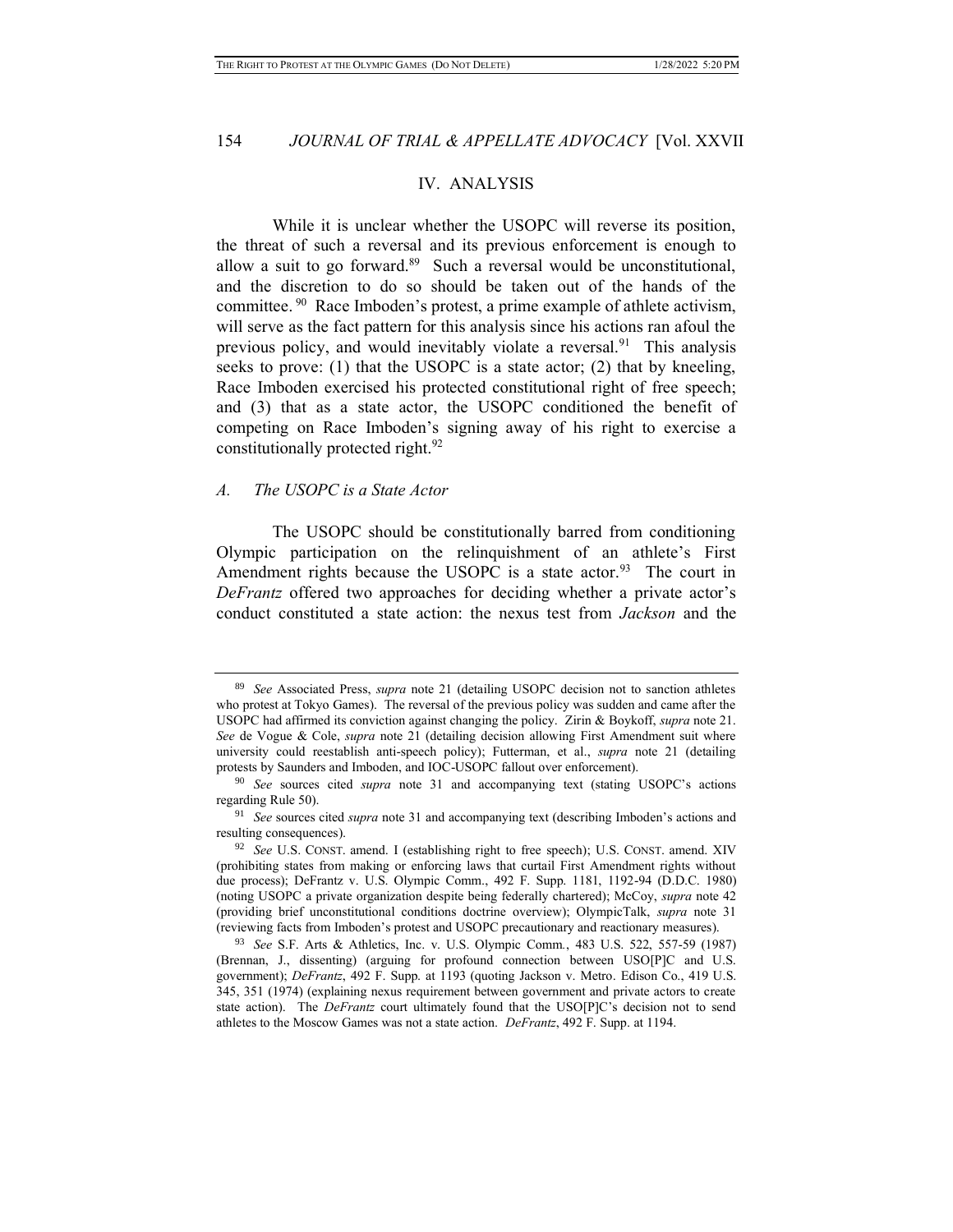## IV. ANALYSIS

While it is unclear whether the USOPC will reverse its position, the threat of such a reversal and its previous enforcement is enough to allow a suit to go forward.[89] Such a reversal would be unconstitutional, and the discretion to do so should be taken out of the hands of the committee.[90] Race Imboden's protest, a prime example of athlete activism, will serve as the fact pattern for this analysis since his actions ran afoul the previous policy, and would inevitably violate a reversal.[91] This analysis seeks to prove: (1) that the USOPC is a state actor; (2) that by kneeling, Race Imboden exercised his protected constitutional right of free speech; and (3) that as a state actor, the USOPC conditioned the benefit of competing on Race Imboden's signing away of his right to exercise a constitutionally protected right.[92]

### *A. The USOPC is a State Actor*

The USOPC should be constitutionally barred from conditioning Olympic participation on the relinquishment of an athlete's First Amendment rights because the USOPC is a state actor.[93] The court in *DeFrantz* offered two approaches for deciding whether a private actor's conduct constituted a state action: the nexus test from *Jackson* and the

---

[89] *See* Associated Press, *supra* note 21 (detailing USOPC decision not to sanction athletes who protest at Tokyo Games). The reversal of the previous policy was sudden and came after the USOPC had affirmed its conviction against changing the policy. Zirin & Boykoff, *supra* note 21. *See* de Vogue & Cole, *supra* note 21 (detailing decision allowing First Amendment suit where university could reestablish anti-speech policy); Futterman, et al., *supra* note 21 (detailing protests by Saunders and Imboden, and IOC-USOPC fallout over enforcement).

[90] *See* sources cited *supra* note 31 and accompanying text (stating USOPC's actions regarding Rule 50).

[91] *See* sources cited *supra* note 31 and accompanying text (describing Imboden's actions and resulting consequences).

[92] *See* U.S. CONST. amend. I (establishing right to free speech); U.S. CONST. amend. XIV (prohibiting states from making or enforcing laws that curtail First Amendment rights without due process); DeFrantz v. U.S. Olympic Comm., 492 F. Supp. 1181, 1192-94 (D.D.C. 1980) (noting USOPC a private organization despite being federally chartered); McCoy, *supra* note 42 (providing brief unconstitutional conditions doctrine overview); OlympicTalk, *supra* note 31 (reviewing facts from Imboden's protest and USOPC precautionary and reactionary measures).

[93] *See* S.F. Arts & Athletics, Inc. v. U.S. Olympic Comm., 483 U.S. 522, 557-59 (1987) (Brennan, J., dissenting) (arguing for profound connection between USO[P]C and U.S. government); *DeFrantz*, 492 F. Supp. at 1193 (quoting Jackson v. Metro. Edison Co., 419 U.S. 345, 351 (1974) (explaining nexus requirement between government and private actors to create state action). The *DeFrantz* court ultimately found that the USO[P]C's decision not to send athletes to the Moscow Games was not a state action. *DeFrantz*, 492 F. Supp. at 1194.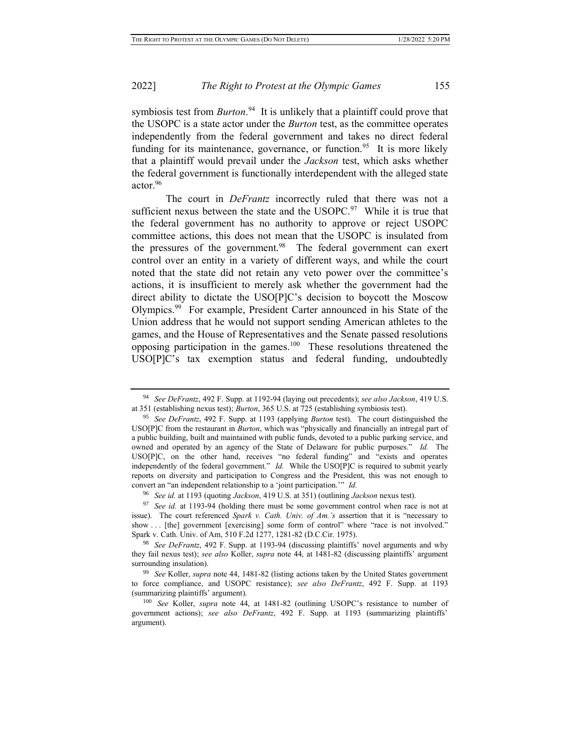symbiosis test from *Burton*.[94] It is unlikely that a plaintiff could prove that the USOPC is a state actor under the *Burton* test, as the committee operates independently from the federal government and takes no direct federal funding for its maintenance, governance, or function.[95] It is more likely that a plaintiff would prevail under the *Jackson* test, which asks whether the federal government is functionally interdependent with the alleged state actor.[96]

The court in *DeFrantz* incorrectly ruled that there was not a sufficient nexus between the state and the USOPC.[97] While it is true that the federal government has no authority to approve or reject USOPC committee actions, this does not mean that the USOPC is insulated from the pressures of the government.[98] The federal government can exert control over an entity in a variety of different ways, and while the court noted that the state did not retain any veto power over the committee's actions, it is insufficient to merely ask whether the government had the direct ability to dictate the USO[P]C's decision to boycott the Moscow Olympics.[99] For example, President Carter announced in his State of the Union address that he would not support sending American athletes to the games, and the House of Representatives and the Senate passed resolutions opposing participation in the games.[100] These resolutions threatened the USO[P]C's tax exemption status and federal funding, undoubtedly

---

[94] *See DeFrantz*, 492 F. Supp. at 1192-94 (laying out precedents); *see also Jackson*, 419 U.S. at 351 (establishing nexus test); *Burton*, 365 U.S. at 725 (establishing symbiosis test).

[95] *See DeFrantz*, 492 F. Supp. at 1193 (applying *Burton* test). The court distinguished the USO[P]C from the restaurant in *Burton*, which was "physically and financially an intregal part of a public building, built and maintained with public funds, devoted to a public parking service, and owned and operated by an agency of the State of Delaware for public purposes." *Id.* The USO[P]C, on the other hand, receives "no federal funding" and "exists and operates independently of the federal government." *Id.* While the USO[P]C is required to submit yearly reports on diversity and participation to Congress and the President, this was not enough to convert an "an independent relationship to a 'joint participation.'" *Id.*

[96] *See id.* at 1193 (quoting *Jackson*, 419 U.S. at 351) (outlining *Jackson* nexus test).

[97] *See id.* at 1193-94 (holding there must be some government control when race is not at issue). The court referenced *Spark v. Cath. Univ. of Am.'s* assertion that it is "necessary to show . . . [the] government [exercising] some form of control" where "race is not involved." Spark v. Cath. Univ. of Am, 510 F.2d 1277, 1281-82 (D.C.Cir. 1975).

[98] *See DeFrantz*, 492 F. Supp. at 1193-94 (discussing plaintiffs' novel arguments and why they fail nexus test); *see also* Koller, *supra* note 44, at 1481-82 (discussing plaintiffs' argument surrounding insulation).

[99] *See* Koller, *supra* note 44, 1481-82 (listing actions taken by the United States government to force compliance, and USOPC resistance); *see also DeFrantz*, 492 F. Supp. at 1193 (summarizing plaintiffs' argument).

[100] *See* Koller, *supra* note 44, at 1481-82 (outlining USOPC's resistance to number of government actions); *see also DeFrantz*, 492 F. Supp. at 1193 (summarizing plaintiffs' argument).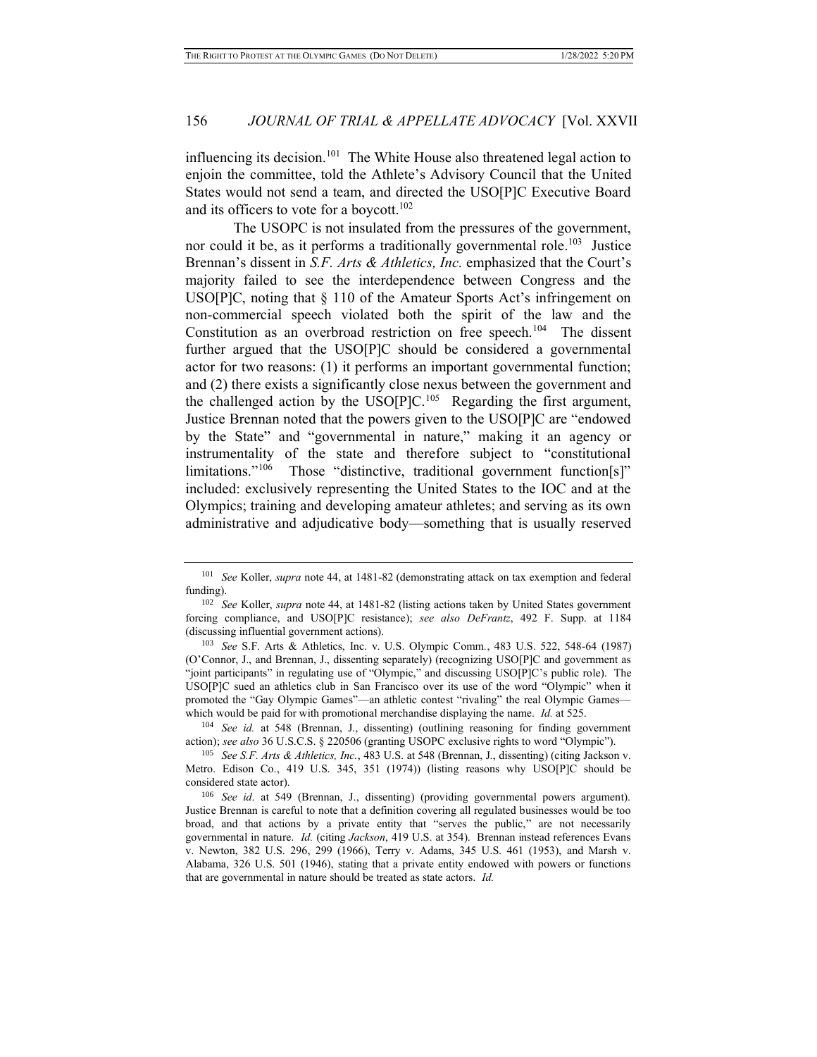influencing its decision.[101] The White House also threatened legal action to enjoin the committee, told the Athlete's Advisory Council that the United States would not send a team, and directed the USO[P]C Executive Board and its officers to vote for a boycott.[102]

The USOPC is not insulated from the pressures of the government, nor could it be, as it performs a traditionally governmental role.[103] Justice Brennan's dissent in *S.F. Arts & Athletics, Inc.* emphasized that the Court's majority failed to see the interdependence between Congress and the USO[P]C, noting that § 110 of the Amateur Sports Act's infringement on non-commercial speech violated both the spirit of the law and the Constitution as an overbroad restriction on free speech.[104] The dissent further argued that the USO[P]C should be considered a governmental actor for two reasons: (1) it performs an important governmental function; and (2) there exists a significantly close nexus between the government and the challenged action by the USO[P]C.[105] Regarding the first argument, Justice Brennan noted that the powers given to the USO[P]C are "endowed by the State" and "governmental in nature," making it an agency or instrumentality of the state and therefore subject to "constitutional limitations."[106] Those "distinctive, traditional government function[s]" included: exclusively representing the United States to the IOC and at the Olympics; training and developing amateur athletes; and serving as its own administrative and adjudicative body—something that is usually reserved

---

[101] *See* Koller, *supra* note 44, at 1481-82 (demonstrating attack on tax exemption and federal funding).

[102] *See* Koller, *supra* note 44, at 1481-82 (listing actions taken by United States government forcing compliance, and USO[P]C resistance); *see also DeFrantz*, 492 F. Supp. at 1184 (discussing influential government actions).

[103] *See* S.F. Arts & Athletics, Inc. v. U.S. Olympic Comm., 483 U.S. 522, 548-64 (1987) (O'Connor, J., and Brennan, J., dissenting separately) (recognizing USO[P]C and government as "joint participants" in regulating use of "Olympic," and discussing USO[P]C's public role). The USO[P]C sued an athletics club in San Francisco over its use of the word "Olympic" when it promoted the "Gay Olympic Games"—an athletic contest "rivaling" the real Olympic Games—which would be paid for with promotional merchandise displaying the name. *Id.* at 525.

[104] *See id.* at 548 (Brennan, J., dissenting) (outlining reasoning for finding government action); *see also* 36 U.S.C.S. § 220506 (granting USOPC exclusive rights to word "Olympic").

[105] *See S.F. Arts & Athletics, Inc.*, 483 U.S. at 548 (Brennan, J., dissenting) (citing Jackson v. Metro. Edison Co., 419 U.S. 345, 351 (1974)) (listing reasons why USO[P]C should be considered state actor).

[106] *See id*. at 549 (Brennan, J., dissenting) (providing governmental powers argument). Justice Brennan is careful to note that a definition covering all regulated businesses would be too broad, and that actions by a private entity that "serves the public," are not necessarily governmental in nature. *Id.* (citing *Jackson*, 419 U.S. at 354). Brennan instead references Evans v. Newton, 382 U.S. 296, 299 (1966), Terry v. Adams, 345 U.S. 461 (1953), and Marsh v. Alabama, 326 U.S. 501 (1946), stating that a private entity endowed with powers or functions that are governmental in nature should be treated as state actors. *Id.*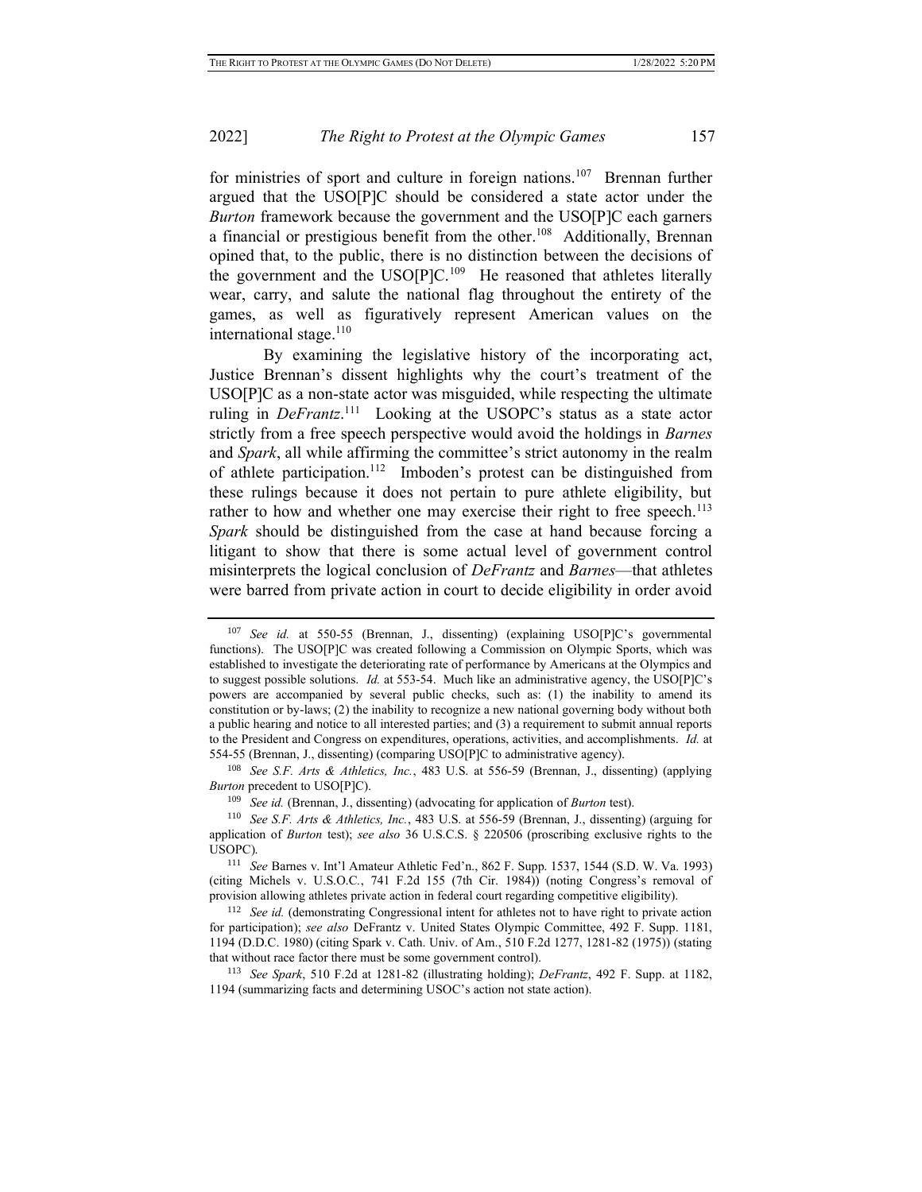for ministries of sport and culture in foreign nations.[107] Brennan further argued that the USO[P]C should be considered a state actor under the *Burton* framework because the government and the USO[P]C each garners a financial or prestigious benefit from the other.[108] Additionally, Brennan opined that, to the public, there is no distinction between the decisions of the government and the USO[P]C.[109] He reasoned that athletes literally wear, carry, and salute the national flag throughout the entirety of the games, as well as figuratively represent American values on the international stage.[110]

By examining the legislative history of the incorporating act, Justice Brennan's dissent highlights why the court's treatment of the USO[P]C as a non-state actor was misguided, while respecting the ultimate ruling in *DeFrantz*.[111] Looking at the USOPC's status as a state actor strictly from a free speech perspective would avoid the holdings in *Barnes* and *Spark*, all while affirming the committee's strict autonomy in the realm of athlete participation.[112] Imboden's protest can be distinguished from these rulings because it does not pertain to pure athlete eligibility, but rather to how and whether one may exercise their right to free speech.[113] *Spark* should be distinguished from the case at hand because forcing a litigant to show that there is some actual level of government control misinterprets the logical conclusion of *DeFrantz* and *Barnes*—that athletes were barred from private action in court to decide eligibility in order avoid

---

[107] *See id.* at 550-55 (Brennan, J., dissenting) (explaining USO[P]C's governmental functions). The USO[P]C was created following a Commission on Olympic Sports, which was established to investigate the deteriorating rate of performance by Americans at the Olympics and to suggest possible solutions. *Id.* at 553-54. Much like an administrative agency, the USO[P]C's powers are accompanied by several public checks, such as: (1) the inability to amend its constitution or by-laws; (2) the inability to recognize a new national governing body without both a public hearing and notice to all interested parties; and (3) a requirement to submit annual reports to the President and Congress on expenditures, operations, activities, and accomplishments. *Id.* at 554-55 (Brennan, J., dissenting) (comparing USO[P]C to administrative agency).

[108] *See S.F. Arts & Athletics, Inc.*, 483 U.S. at 556-59 (Brennan, J., dissenting) (applying *Burton* precedent to USO[P]C).

[109] *See id.* (Brennan, J., dissenting) (advocating for application of *Burton* test).

[110] *See S.F. Arts & Athletics, Inc.*, 483 U.S. at 556-59 (Brennan, J., dissenting) (arguing for application of *Burton* test); *see also* 36 U.S.C.S. § 220506 (proscribing exclusive rights to the USOPC).

[111] *See* Barnes v. Int'l Amateur Athletic Fed'n., 862 F. Supp. 1537, 1544 (S.D. W. Va. 1993) (citing Michels v. U.S.O.C., 741 F.2d 155 (7th Cir. 1984)) (noting Congress's removal of provision allowing athletes private action in federal court regarding competitive eligibility).

[112] *See id.* (demonstrating Congressional intent for athletes not to have right to private action for participation); *see also* DeFrantz v. United States Olympic Committee, 492 F. Supp. 1181, 1194 (D.D.C. 1980) (citing Spark v. Cath. Univ. of Am., 510 F.2d 1277, 1281-82 (1975)) (stating that without race factor there must be some government control).

[113] *See Spark*, 510 F.2d at 1281-82 (illustrating holding); *DeFrantz*, 492 F. Supp. at 1182, 1194 (summarizing facts and determining USOC's action not state action).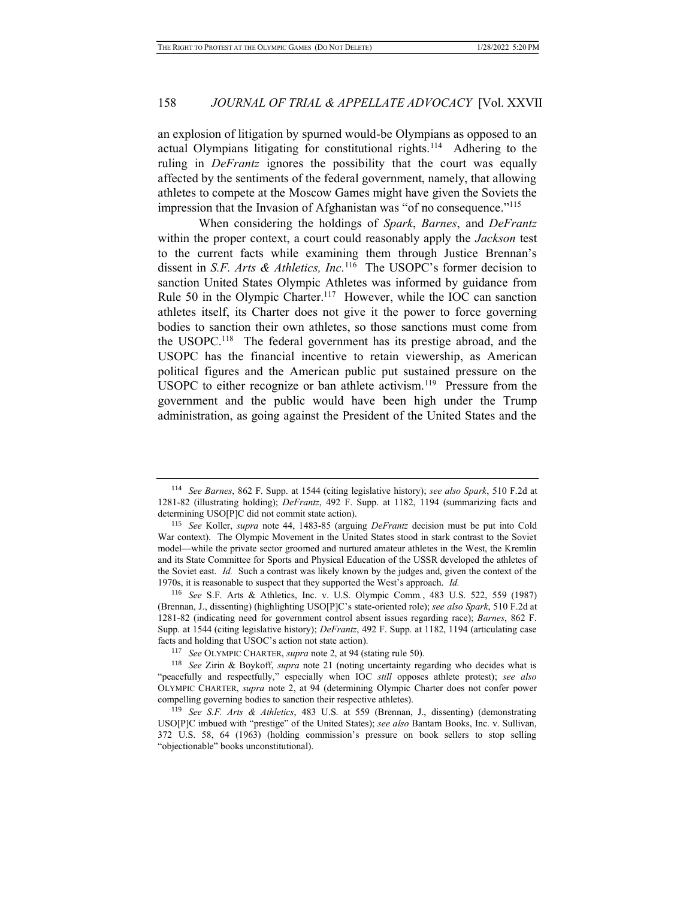an explosion of litigation by spurned would-be Olympians as opposed to an actual Olympians litigating for constitutional rights.[114] Adhering to the ruling in *DeFrantz* ignores the possibility that the court was equally affected by the sentiments of the federal government, namely, that allowing athletes to compete at the Moscow Games might have given the Soviets the impression that the Invasion of Afghanistan was "of no consequence."[115]

When considering the holdings of *Spark*, *Barnes*, and *DeFrantz* within the proper context, a court could reasonably apply the *Jackson* test to the current facts while examining them through Justice Brennan's dissent in *S.F. Arts & Athletics, Inc.*[116] The USOPC's former decision to sanction United States Olympic Athletes was informed by guidance from Rule 50 in the Olympic Charter.[117] However, while the IOC can sanction athletes itself, its Charter does not give it the power to force governing bodies to sanction their own athletes, so those sanctions must come from the USOPC.[118] The federal government has its prestige abroad, and the USOPC has the financial incentive to retain viewership, as American political figures and the American public put sustained pressure on the USOPC to either recognize or ban athlete activism.[119] Pressure from the government and the public would have been high under the Trump administration, as going against the President of the United States and the

---

[114] *See Barnes*, 862 F. Supp. at 1544 (citing legislative history); *see also Spark*, 510 F.2d at 1281-82 (illustrating holding); *DeFrantz*, 492 F. Supp. at 1182, 1194 (summarizing facts and determining USO[P]C did not commit state action).

[115] *See* Koller, *supra* note 44, 1483-85 (arguing *DeFrantz* decision must be put into Cold War context). The Olympic Movement in the United States stood in stark contrast to the Soviet model—while the private sector groomed and nurtured amateur athletes in the West, the Kremlin and its State Committee for Sports and Physical Education of the USSR developed the athletes of the Soviet east. *Id.* Such a contrast was likely known by the judges and, given the context of the 1970s, it is reasonable to suspect that they supported the West's approach. *Id.*

[116] *See* S.F. Arts & Athletics, Inc. v. U.S. Olympic Comm., 483 U.S. 522, 559 (1987) (Brennan, J., dissenting) (highlighting USO[P]C's state-oriented role); *see also Spark*, 510 F.2d at 1281-82 (indicating need for government control absent issues regarding race); *Barnes*, 862 F. Supp. at 1544 (citing legislative history); *DeFrantz*, 492 F. Supp. at 1182, 1194 (articulating case facts and holding that USOC's action not state action).

[117] *See* OLYMPIC CHARTER, *supra* note 2, at 94 (stating rule 50).

[118] *See* Zirin & Boykoff, *supra* note 21 (noting uncertainty regarding who decides what is "peacefully and respectfully," especially when IOC *still* opposes athlete protest); *see also* OLYMPIC CHARTER, *supra* note 2, at 94 (determining Olympic Charter does not confer power compelling governing bodies to sanction their respective athletes).

[119] *See S.F. Arts & Athletics*, 483 U.S. at 559 (Brennan, J., dissenting) (demonstrating USO[P]C imbued with "prestige" of the United States); *see also* Bantam Books, Inc. v. Sullivan, 372 U.S. 58, 64 (1963) (holding commission's pressure on book sellers to stop selling "objectionable" books unconstitutional).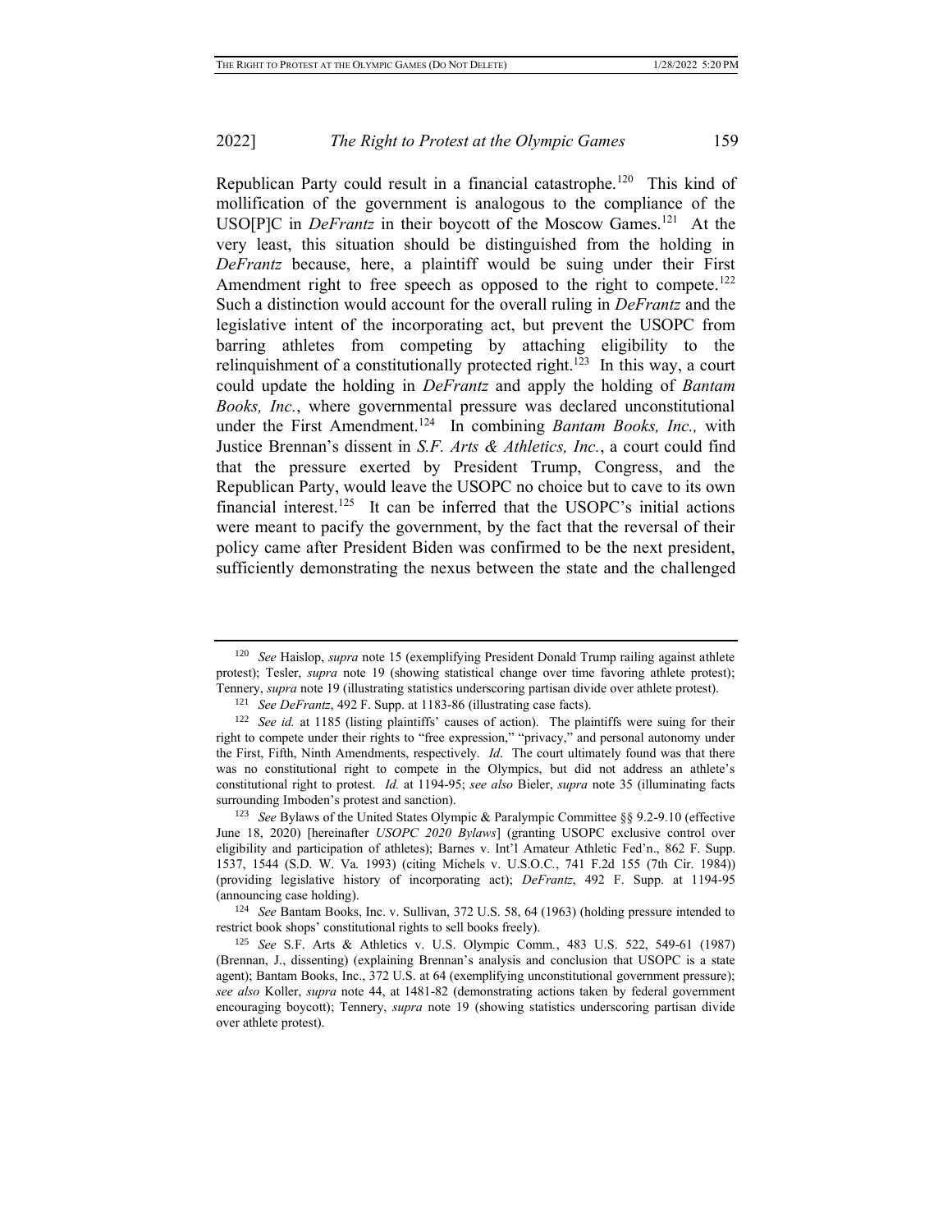Republican Party could result in a financial catastrophe.[120] This kind of mollification of the government is analogous to the compliance of the USO[P]C in *DeFrantz* in their boycott of the Moscow Games.[121] At the very least, this situation should be distinguished from the holding in *DeFrantz* because, here, a plaintiff would be suing under their First Amendment right to free speech as opposed to the right to compete.[122] Such a distinction would account for the overall ruling in *DeFrantz* and the legislative intent of the incorporating act, but prevent the USOPC from barring athletes from competing by attaching eligibility to the relinquishment of a constitutionally protected right.[123] In this way, a court could update the holding in *DeFrantz* and apply the holding of *Bantam Books, Inc.*, where governmental pressure was declared unconstitutional under the First Amendment.[124] In combining *Bantam Books, Inc.,* with Justice Brennan's dissent in *S.F. Arts & Athletics, Inc.*, a court could find that the pressure exerted by President Trump, Congress, and the Republican Party, would leave the USOPC no choice but to cave to its own financial interest.[125] It can be inferred that the USOPC's initial actions were meant to pacify the government, by the fact that the reversal of their policy came after President Biden was confirmed to be the next president, sufficiently demonstrating the nexus between the state and the challenged

---

[120] *See* Haislop, *supra* note 15 (exemplifying President Donald Trump railing against athlete protest); Tesler, *supra* note 19 (showing statistical change over time favoring athlete protest); Tennery, *supra* note 19 (illustrating statistics underscoring partisan divide over athlete protest).

[121] *See DeFrantz*, 492 F. Supp. at 1183-86 (illustrating case facts).

[122] *See id.* at 1185 (listing plaintiffs' causes of action). The plaintiffs were suing for their right to compete under their rights to "free expression," "privacy," and personal autonomy under the First, Fifth, Ninth Amendments, respectively. *Id*. The court ultimately found was that there was no constitutional right to compete in the Olympics, but did not address an athlete's constitutional right to protest. *Id.* at 1194-95; *see also* Bieler, *supra* note 35 (illuminating facts surrounding Imboden's protest and sanction).

[123] *See* Bylaws of the United States Olympic & Paralympic Committee §§ 9.2-9.10 (effective June 18, 2020) [hereinafter *USOPC 2020 Bylaws*] (granting USOPC exclusive control over eligibility and participation of athletes); Barnes v. Int'l Amateur Athletic Fed'n., 862 F. Supp. 1537, 1544 (S.D. W. Va. 1993) (citing Michels v. U.S.O.C., 741 F.2d 155 (7th Cir. 1984)) (providing legislative history of incorporating act); *DeFrantz*, 492 F. Supp. at 1194-95 (announcing case holding).

[124] *See* Bantam Books, Inc. v. Sullivan, 372 U.S. 58, 64 (1963) (holding pressure intended to restrict book shops' constitutional rights to sell books freely).

[125] *See* S.F. Arts & Athletics v. U.S. Olympic Comm., 483 U.S. 522, 549-61 (1987) (Brennan, J., dissenting) (explaining Brennan's analysis and conclusion that USOPC is a state agent); Bantam Books, Inc., 372 U.S. at 64 (exemplifying unconstitutional government pressure); *see also* Koller, *supra* note 44, at 1481-82 (demonstrating actions taken by federal government encouraging boycott); Tennery, *supra* note 19 (showing statistics underscoring partisan divide over athlete protest).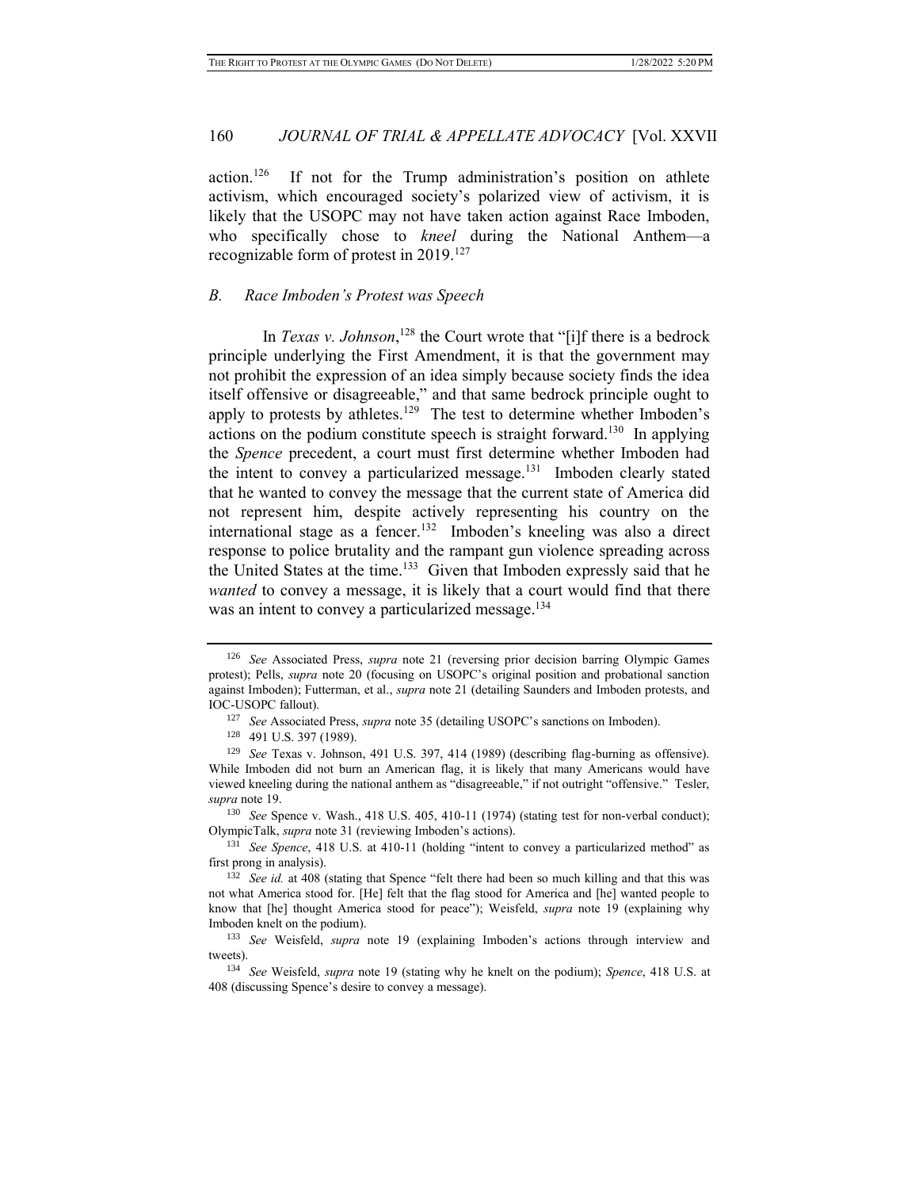action.[126] If not for the Trump administration's position on athlete activism, which encouraged society's polarized view of activism, it is likely that the USOPC may not have taken action against Race Imboden, who specifically chose to *kneel* during the National Anthem—a recognizable form of protest in 2019.[127]

### *B. Race Imboden's Protest was Speech*

In *Texas v. Johnson*,[128] the Court wrote that "[i]f there is a bedrock principle underlying the First Amendment, it is that the government may not prohibit the expression of an idea simply because society finds the idea itself offensive or disagreeable," and that same bedrock principle ought to apply to protests by athletes.[129] The test to determine whether Imboden's actions on the podium constitute speech is straight forward.[130] In applying the *Spence* precedent, a court must first determine whether Imboden had the intent to convey a particularized message.[131] Imboden clearly stated that he wanted to convey the message that the current state of America did not represent him, despite actively representing his country on the international stage as a fencer.[132] Imboden's kneeling was also a direct response to police brutality and the rampant gun violence spreading across the United States at the time.[133] Given that Imboden expressly said that he *wanted* to convey a message, it is likely that a court would find that there was an intent to convey a particularized message.[134]

---

[126] *See* Associated Press, *supra* note 21 (reversing prior decision barring Olympic Games protest); Pells, *supra* note 20 (focusing on USOPC's original position and probational sanction against Imboden); Futterman, et al., *supra* note 21 (detailing Saunders and Imboden protests, and IOC-USOPC fallout).

[127] *See* Associated Press, *supra* note 35 (detailing USOPC's sanctions on Imboden).

[128] 491 U.S. 397 (1989).

[129] *See* Texas v. Johnson, 491 U.S. 397, 414 (1989) (describing flag-burning as offensive). While Imboden did not burn an American flag, it is likely that many Americans would have viewed kneeling during the national anthem as "disagreeable," if not outright "offensive." Tesler, *supra* note 19.

[130] *See* Spence v. Wash., 418 U.S. 405, 410-11 (1974) (stating test for non-verbal conduct); OlympicTalk, *supra* note 31 (reviewing Imboden's actions).

[131] *See Spence*, 418 U.S. at 410-11 (holding "intent to convey a particularized method" as first prong in analysis).

[132] *See id.* at 408 (stating that Spence "felt there had been so much killing and that this was not what America stood for. [He] felt that the flag stood for America and [he] wanted people to know that [he] thought America stood for peace"); Weisfeld, *supra* note 19 (explaining why Imboden knelt on the podium).

[133] *See* Weisfeld, *supra* note 19 (explaining Imboden's actions through interview and tweets).

[134] *See* Weisfeld, *supra* note 19 (stating why he knelt on the podium); *Spence*, 418 U.S. at 408 (discussing Spence's desire to convey a message).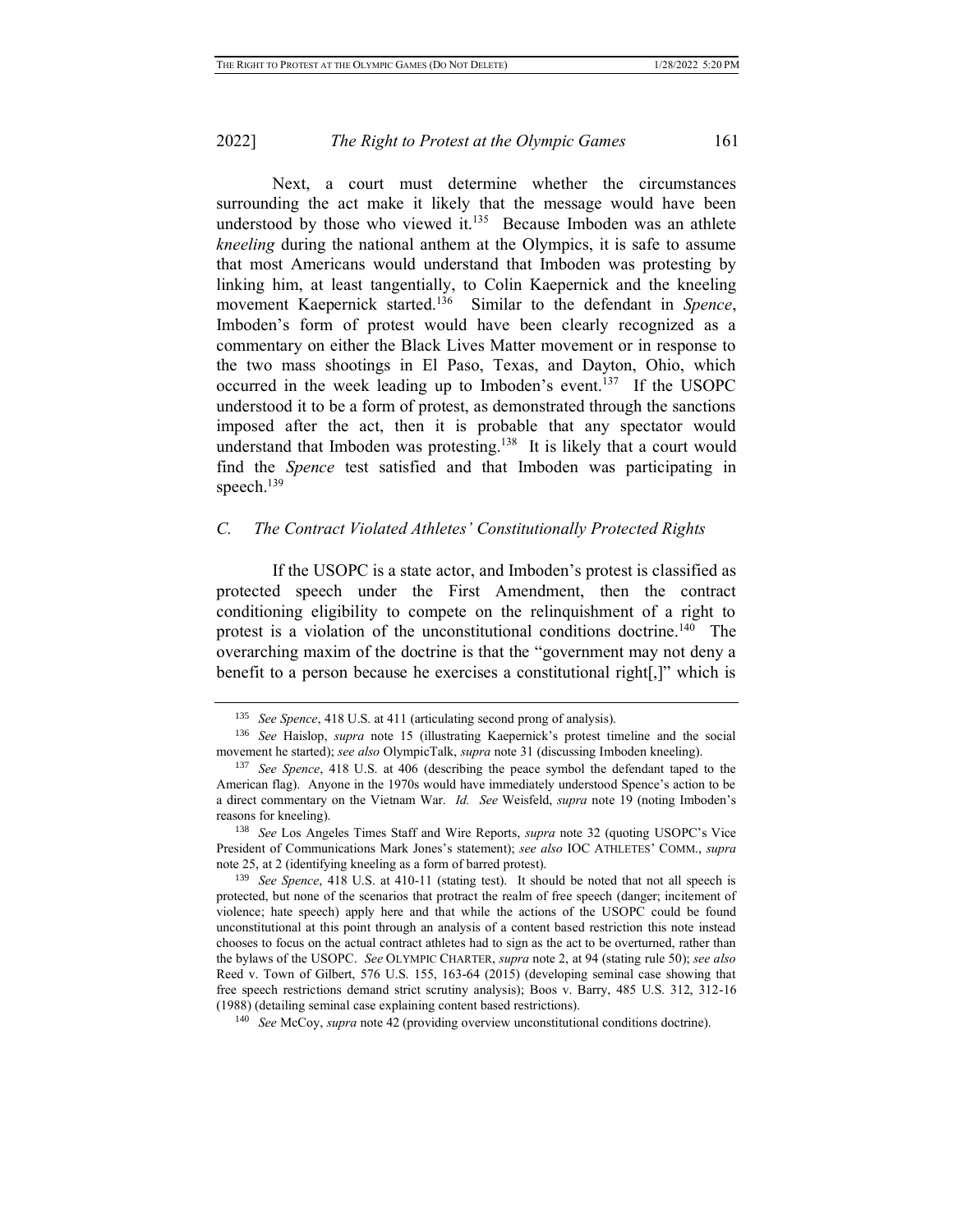Next, a court must determine whether the circumstances surrounding the act make it likely that the message would have been understood by those who viewed it.[135] Because Imboden was an athlete *kneeling* during the national anthem at the Olympics, it is safe to assume that most Americans would understand that Imboden was protesting by linking him, at least tangentially, to Colin Kaepernick and the kneeling movement Kaepernick started.[136] Similar to the defendant in *Spence*, Imboden's form of protest would have been clearly recognized as a commentary on either the Black Lives Matter movement or in response to the two mass shootings in El Paso, Texas, and Dayton, Ohio, which occurred in the week leading up to Imboden's event.[137] If the USOPC understood it to be a form of protest, as demonstrated through the sanctions imposed after the act, then it is probable that any spectator would understand that Imboden was protesting.[138] It is likely that a court would find the *Spence* test satisfied and that Imboden was participating in speech.[139]

## *C. The Contract Violated Athletes' Constitutionally Protected Rights*

If the USOPC is a state actor, and Imboden's protest is classified as protected speech under the First Amendment, then the contract conditioning eligibility to compete on the relinquishment of a right to protest is a violation of the unconstitutional conditions doctrine.[140] The overarching maxim of the doctrine is that the "government may not deny a benefit to a person because he exercises a constitutional right[,]" which is

---

[135] *See Spence*, 418 U.S. at 411 (articulating second prong of analysis).

[136] *See* Haislop, *supra* note 15 (illustrating Kaepernick's protest timeline and the social movement he started); *see also* OlympicTalk, *supra* note 31 (discussing Imboden kneeling).

[137] *See Spence*, 418 U.S. at 406 (describing the peace symbol the defendant taped to the American flag). Anyone in the 1970s would have immediately understood Spence's action to be a direct commentary on the Vietnam War. *Id.* *See* Weisfeld, *supra* note 19 (noting Imboden's reasons for kneeling).

[138] *See* Los Angeles Times Staff and Wire Reports, *supra* note 32 (quoting USOPC's Vice President of Communications Mark Jones's statement); *see also* IOC ATHLETES' COMM., *supra* note 25, at 2 (identifying kneeling as a form of barred protest).

[139] *See Spence*, 418 U.S. at 410-11 (stating test). It should be noted that not all speech is protected, but none of the scenarios that protract the realm of free speech (danger; incitement of violence; hate speech) apply here and that while the actions of the USOPC could be found unconstitutional at this point through an analysis of a content based restriction this note instead chooses to focus on the actual contract athletes had to sign as the act to be overturned, rather than the bylaws of the USOPC. *See* OLYMPIC CHARTER, *supra* note 2, at 94 (stating rule 50); *see also* Reed v. Town of Gilbert, 576 U.S. 155, 163-64 (2015) (developing seminal case showing that free speech restrictions demand strict scrutiny analysis); Boos v. Barry, 485 U.S. 312, 312-16 (1988) (detailing seminal case explaining content based restrictions).

[140] *See* McCoy, *supra* note 42 (providing overview unconstitutional conditions doctrine).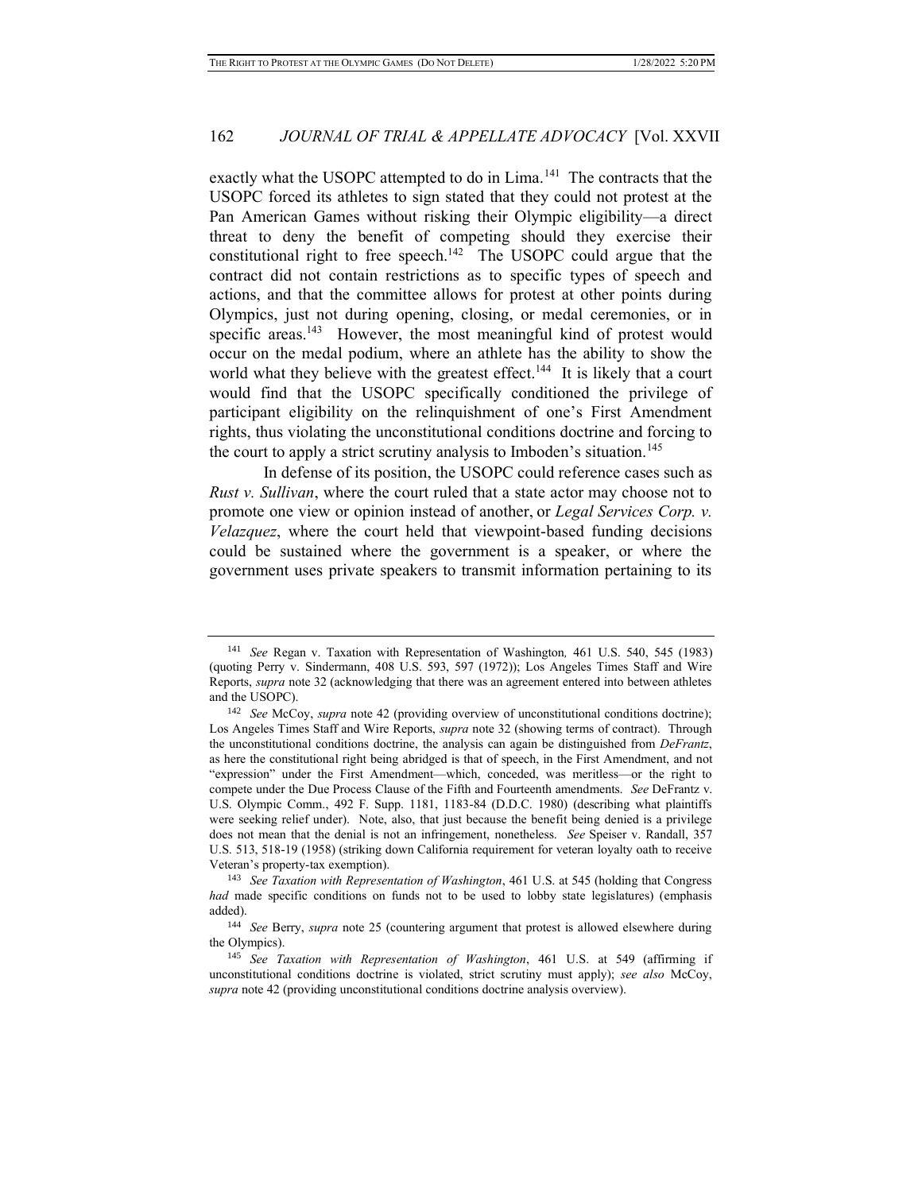exactly what the USOPC attempted to do in Lima.[141] The contracts that the USOPC forced its athletes to sign stated that they could not protest at the Pan American Games without risking their Olympic eligibility—a direct threat to deny the benefit of competing should they exercise their constitutional right to free speech.[142] The USOPC could argue that the contract did not contain restrictions as to specific types of speech and actions, and that the committee allows for protest at other points during Olympics, just not during opening, closing, or medal ceremonies, or in specific areas.[143] However, the most meaningful kind of protest would occur on the medal podium, where an athlete has the ability to show the world what they believe with the greatest effect.[144] It is likely that a court would find that the USOPC specifically conditioned the privilege of participant eligibility on the relinquishment of one's First Amendment rights, thus violating the unconstitutional conditions doctrine and forcing to the court to apply a strict scrutiny analysis to Imboden's situation.[145]

In defense of its position, the USOPC could reference cases such as *Rust v. Sullivan*, where the court ruled that a state actor may choose not to promote one view or opinion instead of another, or *Legal Services Corp. v. Velazquez*, where the court held that viewpoint-based funding decisions could be sustained where the government is a speaker, or where the government uses private speakers to transmit information pertaining to its

---

[141] *See* Regan v. Taxation with Representation of Washington, 461 U.S. 540, 545 (1983) (quoting Perry v. Sindermann, 408 U.S. 593, 597 (1972)); Los Angeles Times Staff and Wire Reports, *supra* note 32 (acknowledging that there was an agreement entered into between athletes and the USOPC).

[142] *See* McCoy, *supra* note 42 (providing overview of unconstitutional conditions doctrine); Los Angeles Times Staff and Wire Reports, *supra* note 32 (showing terms of contract). Through the unconstitutional conditions doctrine, the analysis can again be distinguished from *DeFrantz*, as here the constitutional right being abridged is that of speech, in the First Amendment, and not "expression" under the First Amendment—which, conceded, was meritless—or the right to compete under the Due Process Clause of the Fifth and Fourteenth amendments. *See* DeFrantz v. U.S. Olympic Comm., 492 F. Supp. 1181, 1183-84 (D.D.C. 1980) (describing what plaintiffs were seeking relief under). Note, also, that just because the benefit being denied is a privilege does not mean that the denial is not an infringement, nonetheless. *See* Speiser v. Randall, 357 U.S. 513, 518-19 (1958) (striking down California requirement for veteran loyalty oath to receive Veteran's property-tax exemption).

[143] *See Taxation with Representation of Washington*, 461 U.S. at 545 (holding that Congress *had* made specific conditions on funds not to be used to lobby state legislatures) (emphasis added).

[144] *See* Berry, *supra* note 25 (countering argument that protest is allowed elsewhere during the Olympics).

[145] *See Taxation with Representation of Washington*, 461 U.S. at 549 (affirming if unconstitutional conditions doctrine is violated, strict scrutiny must apply); *see also* McCoy, *supra* note 42 (providing unconstitutional conditions doctrine analysis overview).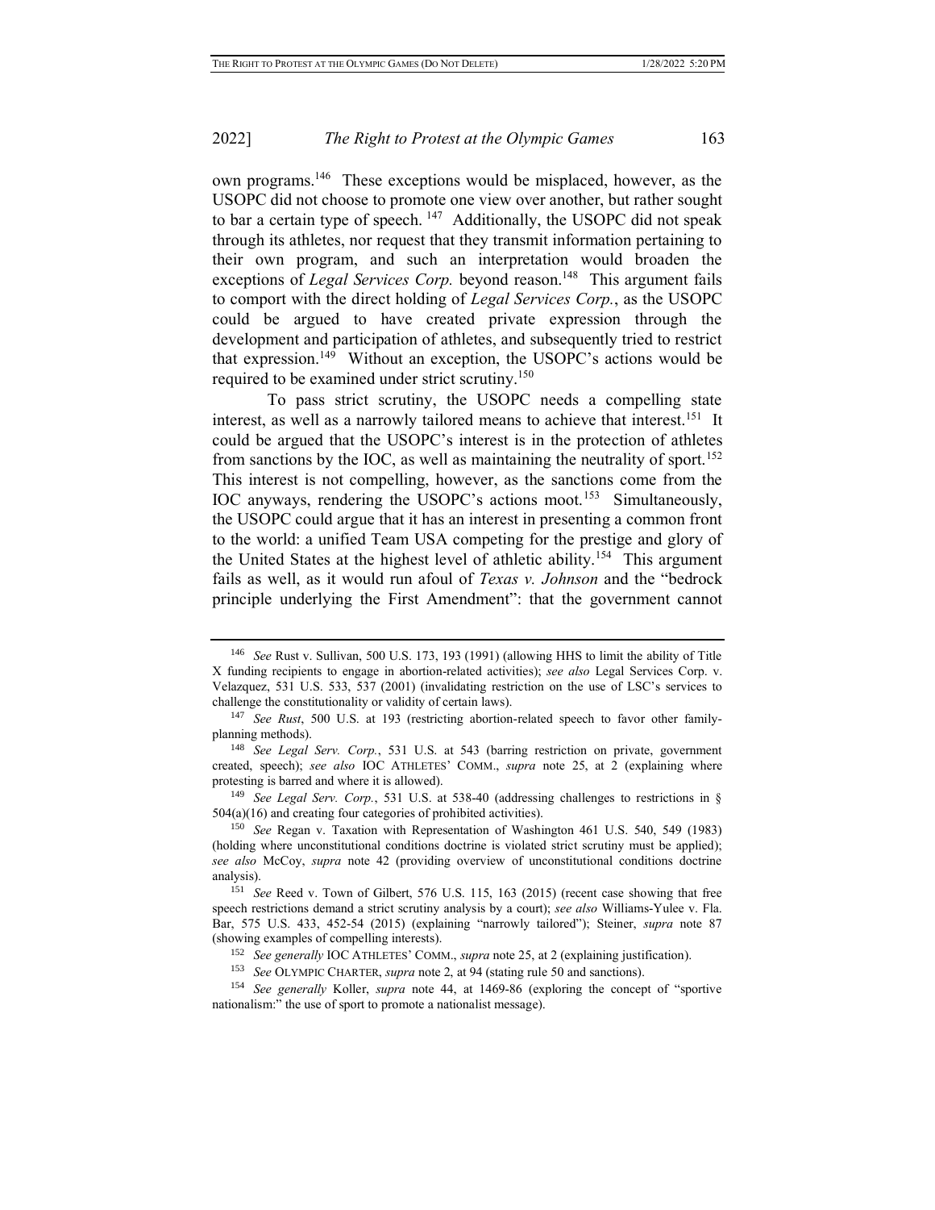own programs.[146] These exceptions would be misplaced, however, as the USOPC did not choose to promote one view over another, but rather sought to bar a certain type of speech.[147] Additionally, the USOPC did not speak through its athletes, nor request that they transmit information pertaining to their own program, and such an interpretation would broaden the exceptions of *Legal Services Corp.* beyond reason.[148] This argument fails to comport with the direct holding of *Legal Services Corp.*, as the USOPC could be argued to have created private expression through the development and participation of athletes, and subsequently tried to restrict that expression.[149] Without an exception, the USOPC's actions would be required to be examined under strict scrutiny.[150]

To pass strict scrutiny, the USOPC needs a compelling state interest, as well as a narrowly tailored means to achieve that interest.[151] It could be argued that the USOPC's interest is in the protection of athletes from sanctions by the IOC, as well as maintaining the neutrality of sport.[152] This interest is not compelling, however, as the sanctions come from the IOC anyways, rendering the USOPC's actions moot.[153] Simultaneously, the USOPC could argue that it has an interest in presenting a common front to the world: a unified Team USA competing for the prestige and glory of the United States at the highest level of athletic ability.[154] This argument fails as well, as it would run afoul of *Texas v. Johnson* and the "bedrock principle underlying the First Amendment": that the government cannot

---

[146] *See* Rust v. Sullivan, 500 U.S. 173, 193 (1991) (allowing HHS to limit the ability of Title X funding recipients to engage in abortion-related activities); *see also* Legal Services Corp. v. Velazquez, 531 U.S. 533, 537 (2001) (invalidating restriction on the use of LSC's services to challenge the constitutionality or validity of certain laws).

[147] *See Rust*, 500 U.S. at 193 (restricting abortion-related speech to favor other family-planning methods).

[148] *See Legal Serv. Corp.*, 531 U.S. at 543 (barring restriction on private, government created, speech); *see also* IOC ATHLETES' COMM., *supra* note 25, at 2 (explaining where protesting is barred and where it is allowed).

[149] *See Legal Serv. Corp.*, 531 U.S. at 538-40 (addressing challenges to restrictions in § 504(a)(16) and creating four categories of prohibited activities).

[150] *See* Regan v. Taxation with Representation of Washington 461 U.S. 540, 549 (1983) (holding where unconstitutional conditions doctrine is violated strict scrutiny must be applied); *see also* McCoy, *supra* note 42 (providing overview of unconstitutional conditions doctrine analysis).

[151] *See* Reed v. Town of Gilbert, 576 U.S. 115, 163 (2015) (recent case showing that free speech restrictions demand a strict scrutiny analysis by a court); *see also* Williams-Yulee v. Fla. Bar, 575 U.S. 433, 452-54 (2015) (explaining "narrowly tailored"); Steiner, *supra* note 87 (showing examples of compelling interests).

[152] *See generally* IOC ATHLETES' COMM., *supra* note 25, at 2 (explaining justification).

[153] *See* OLYMPIC CHARTER, *supra* note 2, at 94 (stating rule 50 and sanctions).

[154] *See generally* Koller, *supra* note 44, at 1469-86 (exploring the concept of "sportive nationalism:" the use of sport to promote a nationalist message).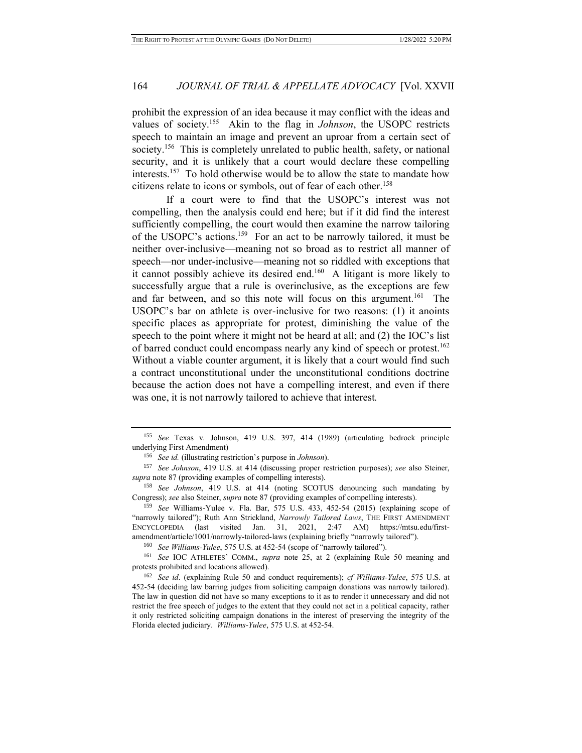prohibit the expression of an idea because it may conflict with the ideas and values of society.[155] Akin to the flag in *Johnson*, the USOPC restricts speech to maintain an image and prevent an uproar from a certain sect of society.[156] This is completely unrelated to public health, safety, or national security, and it is unlikely that a court would declare these compelling interests.[157] To hold otherwise would be to allow the state to mandate how citizens relate to icons or symbols, out of fear of each other.[158]

If a court were to find that the USOPC's interest was not compelling, then the analysis could end here; but if it did find the interest sufficiently compelling, the court would then examine the narrow tailoring of the USOPC's actions.[159] For an act to be narrowly tailored, it must be neither over-inclusive—meaning not so broad as to restrict all manner of speech—nor under-inclusive—meaning not so riddled with exceptions that it cannot possibly achieve its desired end.[160] A litigant is more likely to successfully argue that a rule is overinclusive, as the exceptions are few and far between, and so this note will focus on this argument.[161] The USOPC's bar on athlete is over-inclusive for two reasons: (1) it anoints specific places as appropriate for protest, diminishing the value of the speech to the point where it might not be heard at all; and (2) the IOC's list of barred conduct could encompass nearly any kind of speech or protest.[162] Without a viable counter argument, it is likely that a court would find such a contract unconstitutional under the unconstitutional conditions doctrine because the action does not have a compelling interest, and even if there was one, it is not narrowly tailored to achieve that interest.

---

[155] *See* Texas v. Johnson, 419 U.S. 397, 414 (1989) (articulating bedrock principle underlying First Amendment)

[156] *See id.* (illustrating restriction's purpose in *Johnson*).

[157] *See Johnson*, 419 U.S. at 414 (discussing proper restriction purposes); *see* also Steiner, *supra* note 87 (providing examples of compelling interests).

[158] *See Johnson*, 419 U.S. at 414 (noting SCOTUS denouncing such mandating by Congress); *see* also Steiner, *supra* note 87 (providing examples of compelling interests).

[159] *See* Williams-Yulee v. Fla. Bar, 575 U.S. 433, 452-54 (2015) (explaining scope of "narrowly tailored"); Ruth Ann Strickland, *Narrowly Tailored Laws*, THE FIRST AMENDMENT ENCYCLOPEDIA (last visited Jan. 31, 2021, 2:47 AM) https://mtsu.edu/first-amendment/article/1001/narrowly-tailored-laws (explaining briefly "narrowly tailored").

[160] *See Williams-Yulee*, 575 U.S. at 452-54 (scope of "narrowly tailored").

[161] *See* IOC ATHLETES' COMM., *supra* note 25, at 2 (explaining Rule 50 meaning and protests prohibited and locations allowed).

[162] *See id*. (explaining Rule 50 and conduct requirements); *cf Williams-Yulee*, 575 U.S. at 452-54 (deciding law barring judges from soliciting campaign donations was narrowly tailored). The law in question did not have so many exceptions to it as to render it unnecessary and did not restrict the free speech of judges to the extent that they could not act in a political capacity, rather it only restricted soliciting campaign donations in the interest of preserving the integrity of the Florida elected judiciary. *Williams-Yulee*, 575 U.S. at 452-54.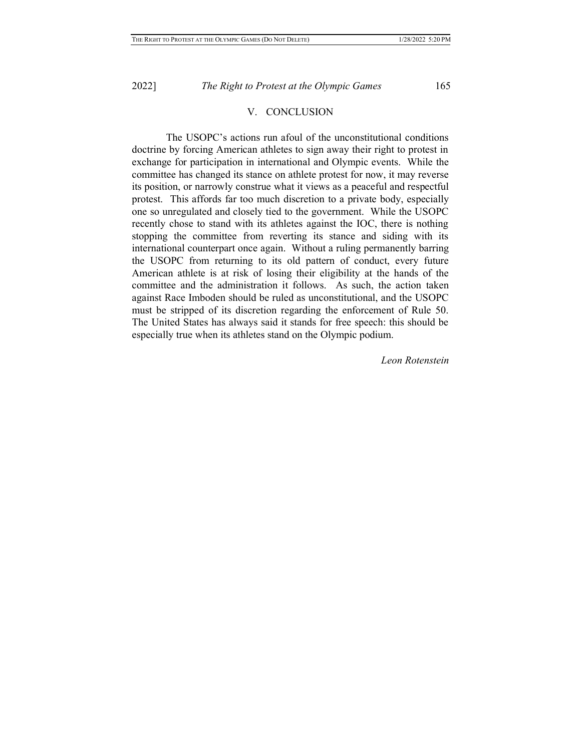## V. CONCLUSION

The USOPC's actions run afoul of the unconstitutional conditions doctrine by forcing American athletes to sign away their right to protest in exchange for participation in international and Olympic events. While the committee has changed its stance on athlete protest for now, it may reverse its position, or narrowly construe what it views as a peaceful and respectful protest. This affords far too much discretion to a private body, especially one so unregulated and closely tied to the government. While the USOPC recently chose to stand with its athletes against the IOC, there is nothing stopping the committee from reverting its stance and siding with its international counterpart once again. Without a ruling permanently barring the USOPC from returning to its old pattern of conduct, every future American athlete is at risk of losing their eligibility at the hands of the committee and the administration it follows. As such, the action taken against Race Imboden should be ruled as unconstitutional, and the USOPC must be stripped of its discretion regarding the enforcement of Rule 50. The United States has always said it stands for free speech: this should be especially true when its athletes stand on the Olympic podium.

*Leon Rotenstein*